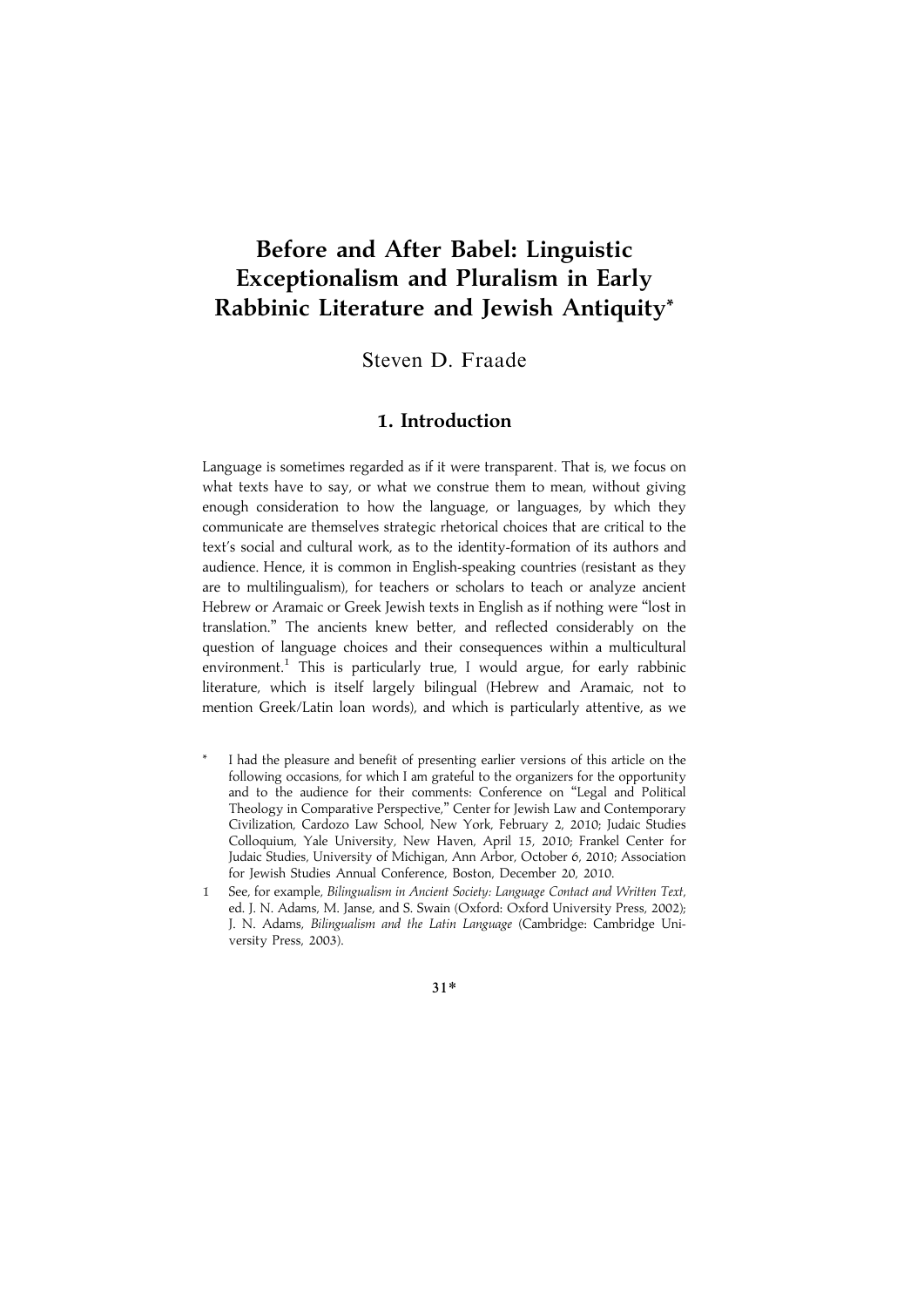# Before and After Babel: Linguistic Exceptionalism and Pluralism in Early Rabbinic Literature and Jewish Antiquity*

Steven D. Fraade

## 1. Introduction

Language is sometimes regarded as if it were transparent. That is, we focus on what texts have to say, or what we construe them to mean, without giving enough consideration to how the language, or languages, by which they communicate are themselves strategic rhetorical choices that are critical to the text's social and cultural work, as to the identity-formation of its authors and audience. Hence, it is common in English-speaking countries (resistant as they are to multilingualism), for teachers or scholars to teach or analyze ancient Hebrew or Aramaic or Greek Jewish texts in English as if nothing were "lost in translation." The ancients knew better, and reflected considerably on the question of language choices and their consequences within a multicultural environment.[1] This is particularly true, I would argue, for early rabbinic literature, which is itself largely bilingual (Hebrew and Aramaic, not to mention Greek/Latin loan words), and which is particularly attentive, as we

\* I had the pleasure and benefit of presenting earlier versions of this article on the following occasions, for which I am grateful to the organizers for the opportunity and to the audience for their comments: Conference on "Legal and Political Theology in Comparative Perspective," Center for Jewish Law and Contemporary Civilization, Cardozo Law School, New York, February 2, 2010; Judaic Studies Colloquium, Yale University, New Haven, April 15, 2010; Frankel Center for Judaic Studies, University of Michigan, Ann Arbor, October 6, 2010; Association for Jewish Studies Annual Conference, Boston, December 20, 2010.

1 See, for example, *Bilingualism in Ancient Society: Language Contact and Written Text*, ed. J. N. Adams, M. Janse, and S. Swain (Oxford: Oxford University Press, 2002); J. N. Adams, *Bilingualism and the Latin Language* (Cambridge: Cambridge University Press, 2003).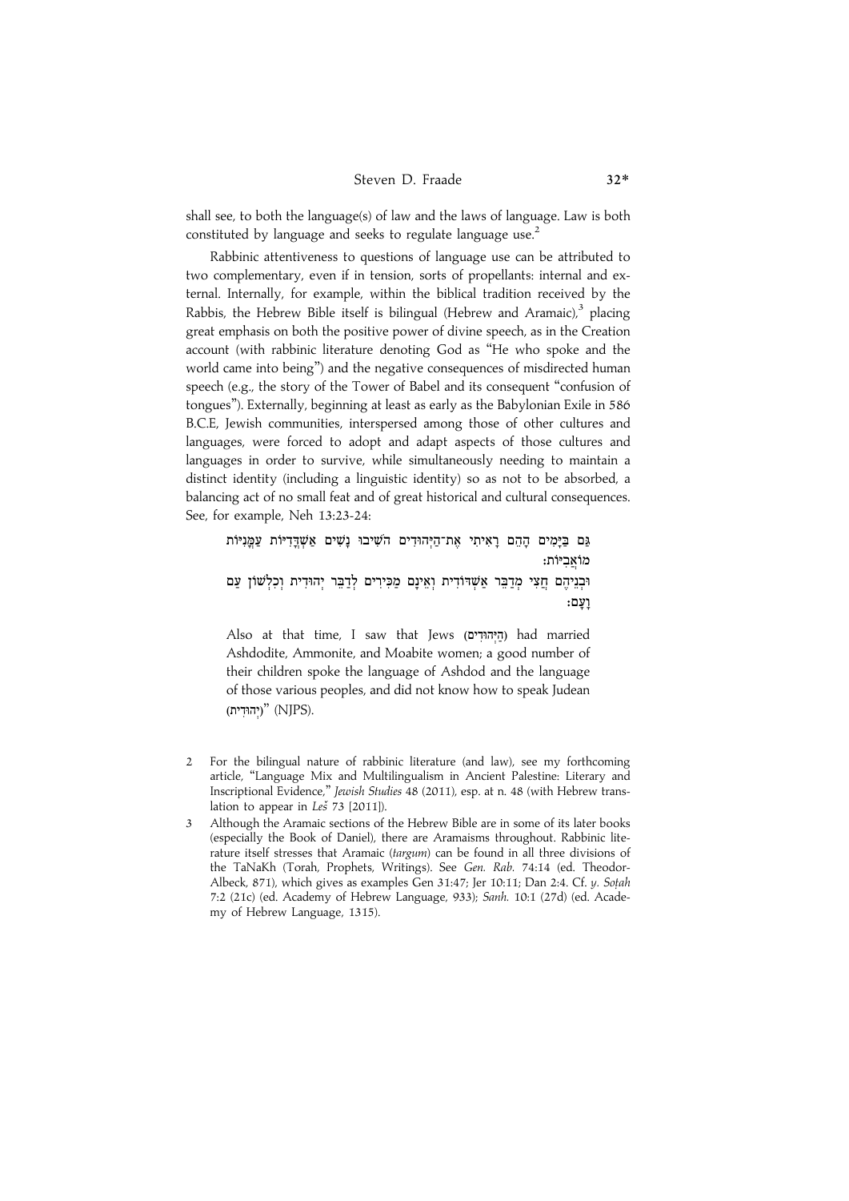shall see, to both the language(s) of law and the laws of language. Law is both constituted by language and seeks to regulate language use.[2]

Rabbinic attentiveness to questions of language use can be attributed to two complementary, even if in tension, sorts of propellants: internal and external. Internally, for example, within the biblical tradition received by the Rabbis, the Hebrew Bible itself is bilingual (Hebrew and Aramaic),[3] placing great emphasis on both the positive power of divine speech, as in the Creation account (with rabbinic literature denoting God as "He who spoke and the world came into being") and the negative consequences of misdirected human speech (e.g., the story of the Tower of Babel and its consequent "confusion of tongues"). Externally, beginning at least as early as the Babylonian Exile in 586 B.C.E, Jewish communities, interspersed among those of other cultures and languages, were forced to adopt and adapt aspects of those cultures and languages in order to survive, while simultaneously needing to maintain a distinct identity (including a linguistic identity) so as not to be absorbed, a balancing act of no small feat and of great historical and cultural consequences. See, for example, Neh 13:23-24:

> גַּם בַּיָּמִים הָהֵם רָאִיתִי אֶת־הַיְּהוּדִים הֹשִׁיבוּ נָשִׁים אַשְׁדֳּדִיּוֹת עַמֳּנִיּוֹת מוֹאֲבִיּוֹת׃
> וּבְנֵיהֶם חֲצִי מְדַבֵּר אַשְׁדּוֹדִית וְאֵינָם מַכִּירִים לְדַבֵּר יְהוּדִית וְכִלְשׁוֹן עַם וָעָם׃
>
> Also at that time, I saw that Jews (הַיְּהוּדִים) had married Ashdodite, Ammonite, and Moabite women; a good number of their children spoke the language of Ashdod and the language of those various peoples, and did not know how to speak Judean (יְהוּדִית)" (NJPS).

2 For the bilingual nature of rabbinic literature (and law), see my forthcoming article, "Language Mix and Multilingualism in Ancient Palestine: Literary and Inscriptional Evidence," *Jewish Studies* 48 (2011), esp. at n. 48 (with Hebrew translation to appear in *Leš* 73 [2011]).

3 Although the Aramaic sections of the Hebrew Bible are in some of its later books (especially the Book of Daniel), there are Aramaisms throughout. Rabbinic literature itself stresses that Aramaic (*targum*) can be found in all three divisions of the TaNaKh (Torah, Prophets, Writings). See *Gen. Rab.* 74:14 (ed. Theodor-Albeck, 871), which gives as examples Gen 31:47; Jer 10:11; Dan 2:4. Cf. *y. Soṭah* 7:2 (21c) (ed. Academy of Hebrew Language, 933); *Sanh.* 10:1 (27d) (ed. Academy of Hebrew Language, 1315).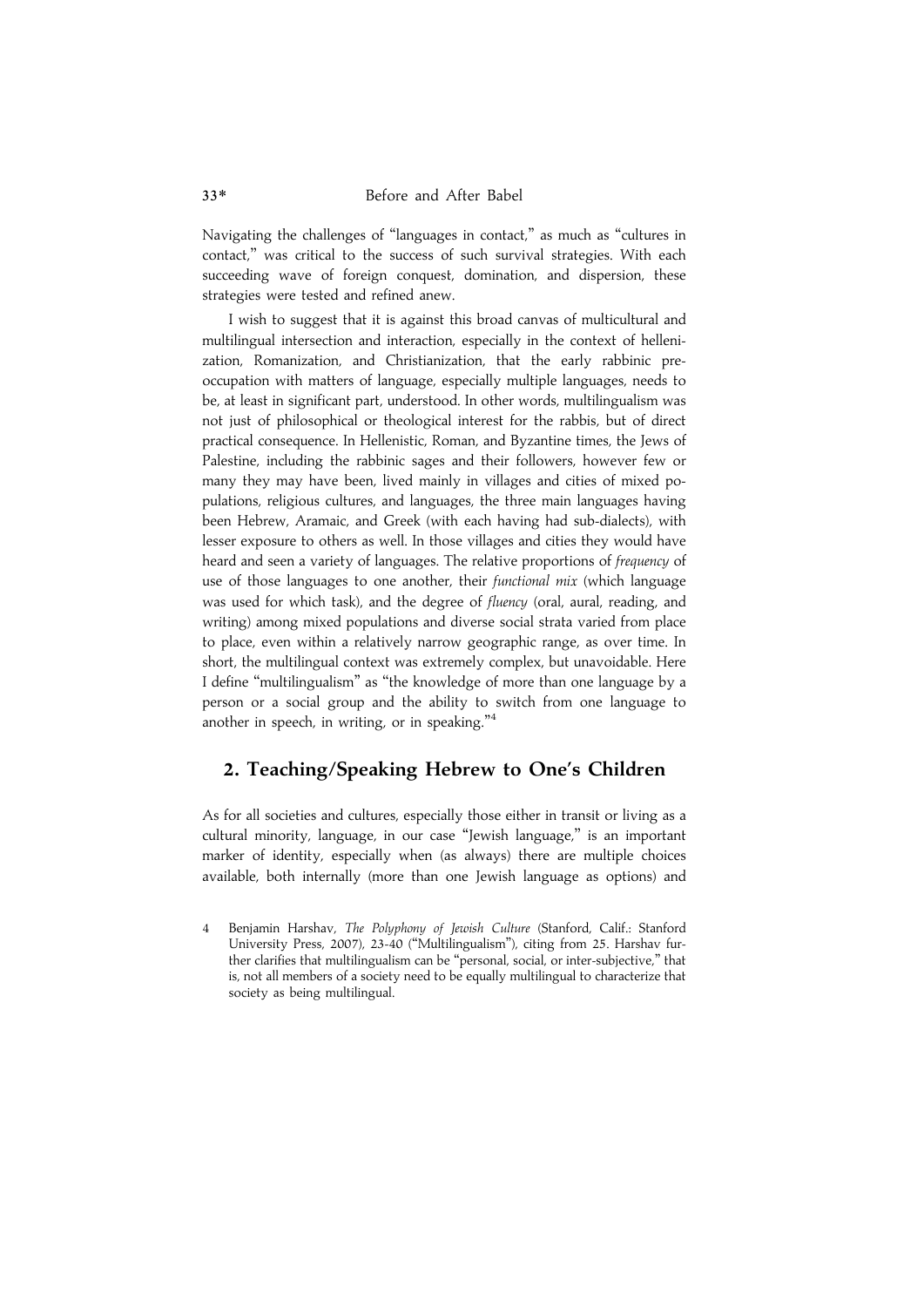Navigating the challenges of "languages in contact," as much as "cultures in contact," was critical to the success of such survival strategies. With each succeeding wave of foreign conquest, domination, and dispersion, these strategies were tested and refined anew.

I wish to suggest that it is against this broad canvas of multicultural and multilingual intersection and interaction, especially in the context of hellenization, Romanization, and Christianization, that the early rabbinic preoccupation with matters of language, especially multiple languages, needs to be, at least in significant part, understood. In other words, multilingualism was not just of philosophical or theological interest for the rabbis, but of direct practical consequence. In Hellenistic, Roman, and Byzantine times, the Jews of Palestine, including the rabbinic sages and their followers, however few or many they may have been, lived mainly in villages and cities of mixed populations, religious cultures, and languages, the three main languages having been Hebrew, Aramaic, and Greek (with each having had sub-dialects), with lesser exposure to others as well. In those villages and cities they would have heard and seen a variety of languages. The relative proportions of *frequency* of use of those languages to one another, their *functional mix* (which language was used for which task), and the degree of *fluency* (oral, aural, reading, and writing) among mixed populations and diverse social strata varied from place to place, even within a relatively narrow geographic range, as over time. In short, the multilingual context was extremely complex, but unavoidable. Here I define "multilingualism" as "the knowledge of more than one language by a person or a social group and the ability to switch from one language to another in speech, in writing, or in speaking."[4]

## 2. Teaching/Speaking Hebrew to One's Children

As for all societies and cultures, especially those either in transit or living as a cultural minority, language, in our case "Jewish language," is an important marker of identity, especially when (as always) there are multiple choices available, both internally (more than one Jewish language as options) and

4 Benjamin Harshav, *The Polyphony of Jewish Culture* (Stanford, Calif.: Stanford University Press, 2007), 23-40 ("Multilingualism"), citing from 25. Harshav further clarifies that multilingualism can be "personal, social, or inter-subjective," that is, not all members of a society need to be equally multilingual to characterize that society as being multilingual.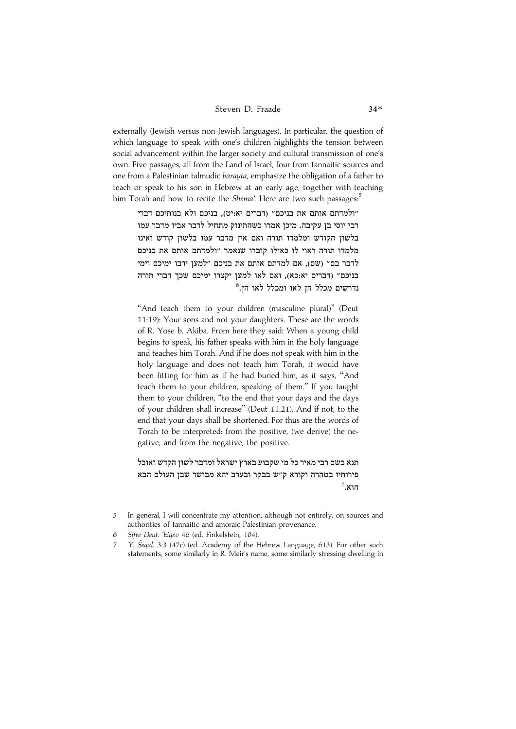externally (Jewish versus non-Jewish languages). In particular, the question of which language to speak with one's children highlights the tension between social advancement within the larger society and cultural transmission of one's own. Five passages, all from the Land of Israel, four from tannaitic sources and one from a Palestinian talmudic *barayta*, emphasize the obligation of a father to teach or speak to his son in Hebrew at an early age, together with teaching him Torah and how to recite the *Shema*'. Here are two such passages:[5]

> "ולמדתם אותם את בניכם" (דברים יא:יט), בניכם ולא בנותיכם דברי רבי יוסי בן עקיבה. מיכן אמרו כשהתינוק מתחיל לדבר אביו מדבר עמו בלשון הקודש ומלמדו תורה ואם אין מדבר עמו בלשון קודש ואינו מלמדו תורה ראוי לו כאילו קוברו שנאמר "ולמדתם אותם את בניכם לדבר בם" (שם), אם למדתם אותם את בניכם "למען ירבו ימיכם וימי בניכם" (דברים יא:כא), ואם לאו למען יקצרו ימיכם שכך דברי תורה נדרשים מכלל הן לאו ומכלל לאו הן.[6]
>
> "And teach them to your children (masculine plural)" (Deut 11:19): Your sons and not your daughters. These are the words of R. Yose b. Akiba. From here they said: When a young child begins to speak, his father speaks with him in the holy language and teaches him Torah. And if he does not speak with him in the holy language and does not teach him Torah, it would have been fitting for him as if he had buried him, as it says, "And teach them to your children, speaking of them." If you taught them to your children, "to the end that your days and the days of your children shall increase" (Deut 11:21). And if not, to the end that your days shall be shortened. For thus are the words of Torah to be interpreted: from the positive, (we derive) the negative, and from the negative, the positive.
>
> תנא בשם רבי מאיר כל מי שקבוע בארץ ישראל ומדבר לשון הקדש ואוכל פירותיו בטהרה וקורא ק"ש בבקר ובערב יהא מבושר שבן העולם הבא הוא.[7]

5 In general, I will concentrate my attention, although not entirely, on sources and authorities of tannaitic and amoraic Palestinian provenance.

6 *Sifre Deut. 'Eiqev* 46 (ed. Finkelstein, 104).

7 *Y. Šeqal.* 3:3 (47c) (ed. Academy of the Hebrew Language, 613). For other such statements, some similarly in R. Meir's name, some similarly stressing dwelling in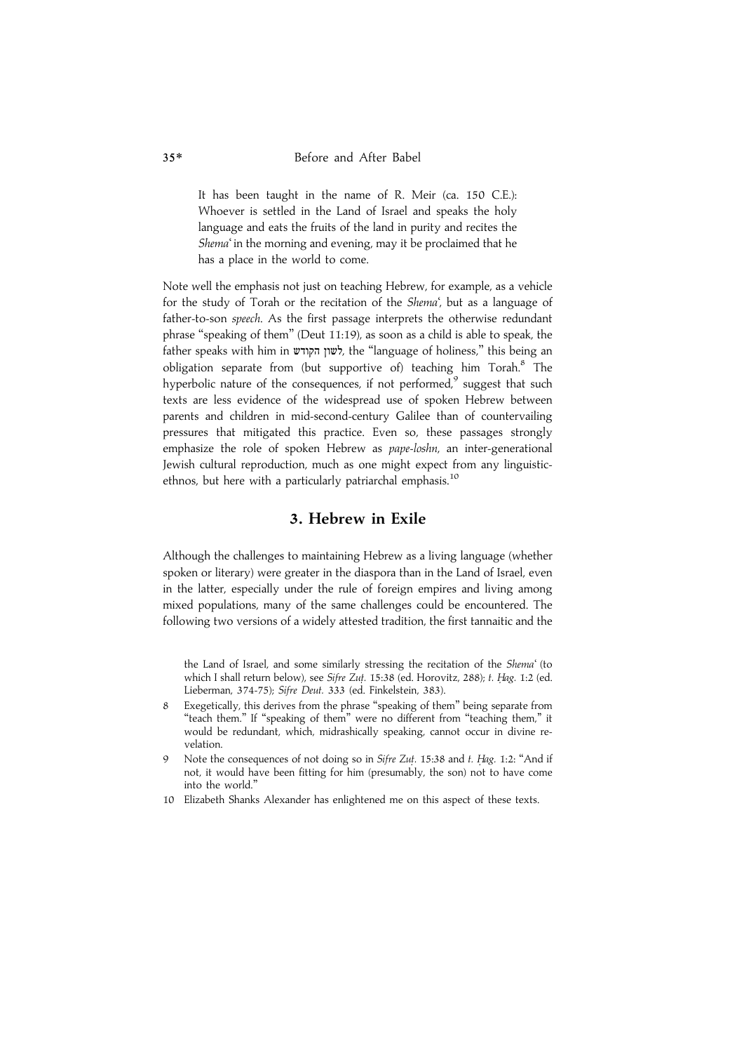> It has been taught in the name of R. Meir (ca. 150 C.E.): Whoever is settled in the Land of Israel and speaks the holy language and eats the fruits of the land in purity and recites the *Shema*ʿ in the morning and evening, may it be proclaimed that he has a place in the world to come.

Note well the emphasis not just on teaching Hebrew, for example, as a vehicle for the study of Torah or the recitation of the *Shema*ʿ, but as a language of father-to-son *speech*. As the first passage interprets the otherwise redundant phrase "speaking of them" (Deut 11:19), as soon as a child is able to speak, the father speaks with him in לשון הקודש, the "language of holiness," this being an obligation separate from (but supportive of) teaching him Torah.[8] The hyperbolic nature of the consequences, if not performed,[9] suggest that such texts are less evidence of the widespread use of spoken Hebrew between parents and children in mid-second-century Galilee than of countervailing pressures that mitigated this practice. Even so, these passages strongly emphasize the role of spoken Hebrew as *pape-loshn*, an inter-generational Jewish cultural reproduction, much as one might expect from any linguistic-ethnos, but here with a particularly patriarchal emphasis.[10]

## 3. Hebrew in Exile

Although the challenges to maintaining Hebrew as a living language (whether spoken or literary) were greater in the diaspora than in the Land of Israel, even in the latter, especially under the rule of foreign empires and living among mixed populations, many of the same challenges could be encountered. The following two versions of a widely attested tradition, the first tannaitic and the

---

the Land of Israel, and some similarly stressing the recitation of the *Shema*ʿ (to which I shall return below), see *Sifre Zuṭ.* 15:38 (ed. Horovitz, 288); *t. Ḥag.* 1:2 (ed. Lieberman, 374-75); *Sifre Deut.* 333 (ed. Finkelstein, 383).

8 Exegetically, this derives from the phrase "speaking of them" being separate from "teach them." If "speaking of them" were no different from "teaching them," it would be redundant, which, midrashically speaking, cannot occur in divine revelation.

9 Note the consequences of not doing so in *Sifre Zuṭ.* 15:38 and *t. Ḥag.* 1:2: "And if not, it would have been fitting for him (presumably, the son) not to have come into the world."

10 Elizabeth Shanks Alexander has enlightened me on this aspect of these texts.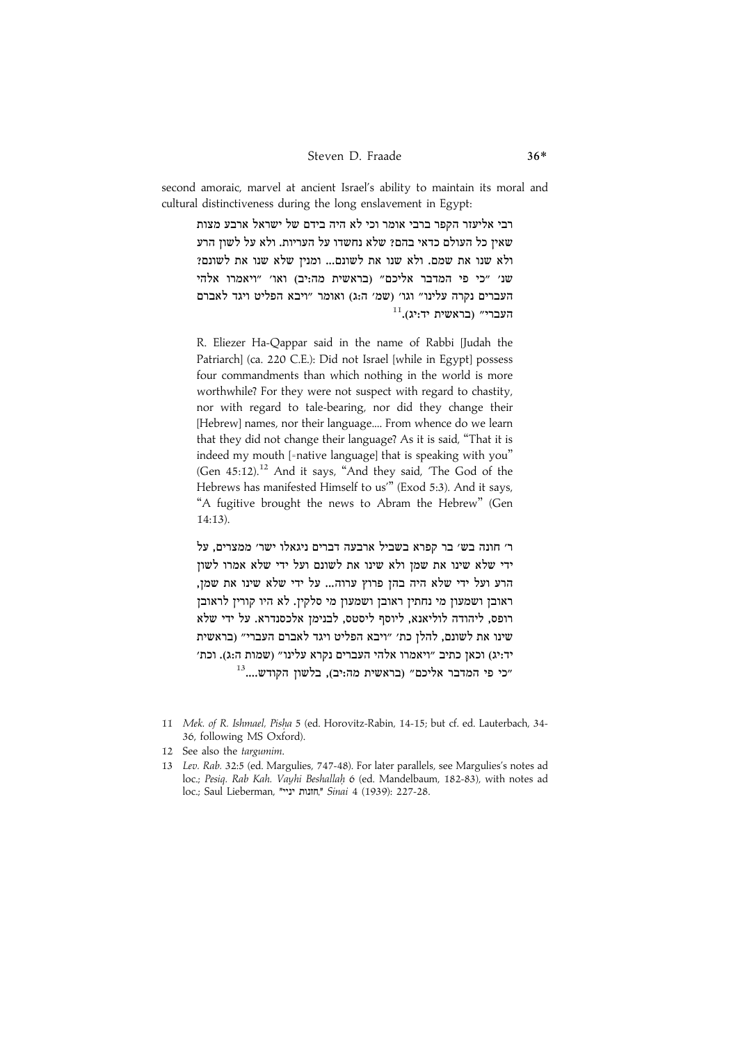second amoraic, marvel at ancient Israel's ability to maintain its moral and cultural distinctiveness during the long enslavement in Egypt:

> רבי אליעזר הקפר ברבי אומר וכי לא היה בידם של ישראל ארבע מצות שאין כל העולם כדאי בהם? שלא נחשדו על העריות. ולא על לשון הרע ולא שנו את שמם. ולא שנו את לשונם... ומנין שלא שנו את לשונם? שנ' "כי פי המדבר אליכם" (בראשית מה:יב) ואו' "ויאמרו אלהי העברים נקרה עלינו" וגו' (שמ' ה:ג) ואומר "ויבא הפליט ויגד לאברם העברי" (בראשית יד:יג).[11]
>
> R. Eliezer Ha-Qappar said in the name of Rabbi [Judah the Patriarch] (ca. 220 C.E.): Did not Israel [while in Egypt] possess four commandments than which nothing in the world is more worthwhile? For they were not suspect with regard to chastity, nor with regard to tale-bearing, nor did they change their [Hebrew] names, nor their language.... From whence do we learn that they did not change their language? As it is said, "That it is indeed my mouth [=native language] that is speaking with you" (Gen 45:12).[12] And it says, "And they said, 'The God of the Hebrews has manifested Himself to us'" (Exod 5:3). And it says, "A fugitive brought the news to Abram the Hebrew" (Gen 14:13).
>
> ר' חונה בש' בר קפרא בשביל ארבעה דברים ניגאלו ישר' ממצרים, על ידי שלא שינו את שמן ולא שינו את לשונם ועל ידי שלא אמרו לשון הרע ועל ידי שלא היה בהן פרוץ ערוה... על ידי שלא שינו את שמן, ראובן ושמעון מי נחתין ראובן ושמעון מי סלקין. לא היו קורין לראובן רופס, ליהודה לוליאנא, ליוסף ליסטס, לבנימן אלכסנדרא. על ידי שלא שינו את לשונם, להלן כת' "ויבא הפליט ויגד לאברם העברי" (בראשית יד:יג) וכאן כתיב "ויאמרו אלהי העברים נקרא עלינו" (שמות ה:ג). וכת' "כי פי המדבר אליכם" (בראשית מה:יב), בלשון הקודש....[13]

11 *Mek. of R. Ishmael, Pisḥa* 5 (ed. Horovitz-Rabin, 14-15; but cf. ed. Lauterbach, 34-36, following MS Oxford).

12 See also the *targumim*.

13 *Lev. Rab.* 32:5 (ed. Margulies, 747-48). For later parallels, see Margulies's notes ad loc.; *Pesiq. Rab Kah. Vayhi Beshallaḥ* 6 (ed. Mandelbaum, 182-83), with notes ad loc.; Saul Lieberman, "חזנות יניי," *Sinai* 4 (1939): 227-28.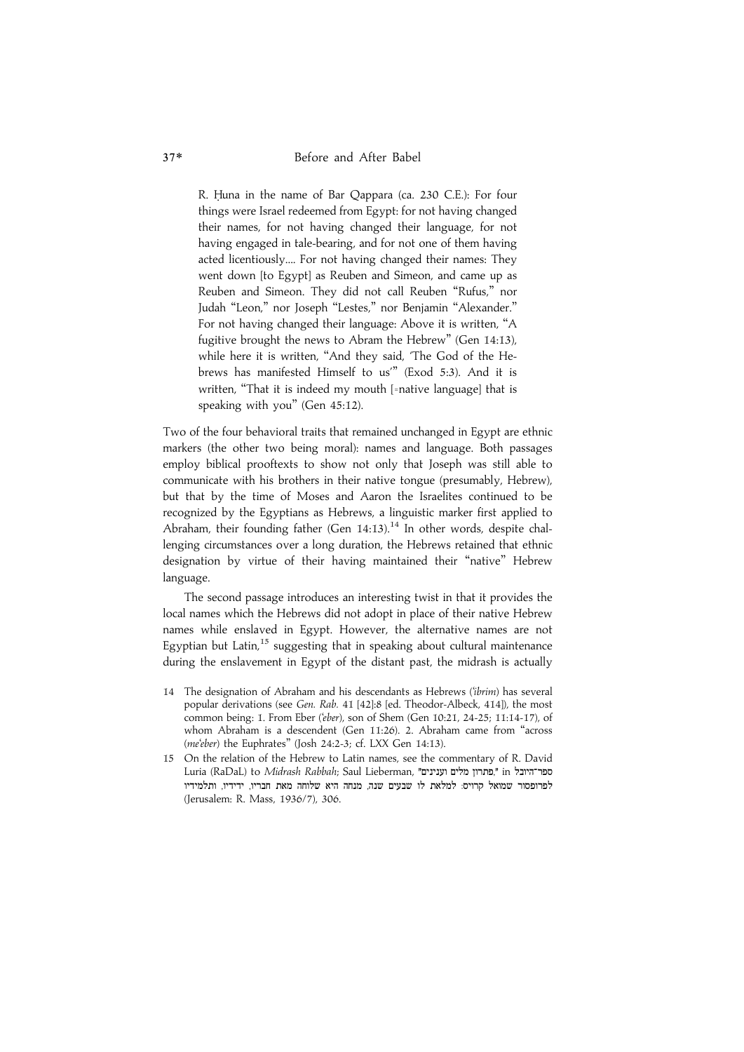> R. Ḥuna in the name of Bar Qappara (ca. 230 C.E.): For four things were Israel redeemed from Egypt: for not having changed their names, for not having changed their language, for not having engaged in tale-bearing, and for not one of them having acted licentiously.... For not having changed their names: They went down [to Egypt] as Reuben and Simeon, and came up as Reuben and Simeon. They did not call Reuben "Rufus," nor Judah "Leon," nor Joseph "Lestes," nor Benjamin "Alexander." For not having changed their language: Above it is written, "A fugitive brought the news to Abram the Hebrew" (Gen 14:13), while here it is written, "And they said, 'The God of the Hebrews has manifested Himself to us'" (Exod 5:3). And it is written, "That it is indeed my mouth [=native language] that is speaking with you" (Gen 45:12).

Two of the four behavioral traits that remained unchanged in Egypt are ethnic markers (the other two being moral): names and language. Both passages employ biblical prooftexts to show not only that Joseph was still able to communicate with his brothers in their native tongue (presumably, Hebrew), but that by the time of Moses and Aaron the Israelites continued to be recognized by the Egyptians as Hebrews, a linguistic marker first applied to Abraham, their founding father (Gen 14:13).[14] In other words, despite challenging circumstances over a long duration, the Hebrews retained that ethnic designation by virtue of their having maintained their "native" Hebrew language.

The second passage introduces an interesting twist in that it provides the local names which the Hebrews did not adopt in place of their native Hebrew names while enslaved in Egypt. However, the alternative names are not Egyptian but Latin,[15] suggesting that in speaking about cultural maintenance during the enslavement in Egypt of the distant past, the midrash is actually

14 The designation of Abraham and his descendants as Hebrews (*'ibrim*) has several popular derivations (see *Gen. Rab.* 41 [42]:8 [ed. Theodor-Albeck, 414]), the most common being: 1. From Eber (*'eber*), son of Shem (Gen 10:21, 24-25; 11:14-17), of whom Abraham is a descendent (Gen 11:26). 2. Abraham came from "across (*me'eber*) the Euphrates" (Josh 24:2-3; cf. LXX Gen 14:13).

15 On the relation of the Hebrew to Latin names, see the commentary of R. David Luria (RaDaL) to *Midrash Rabbah*; Saul Lieberman, "פתרון מלים וענינים," in ספר־היובל לפרופסור שמואל קרויס: למלאת לו שבעים שנה, מנחה היא שלוחה מאת חבריו, ידידיו, ותלמידיו (Jerusalem: R. Mass, 1936/7), 306.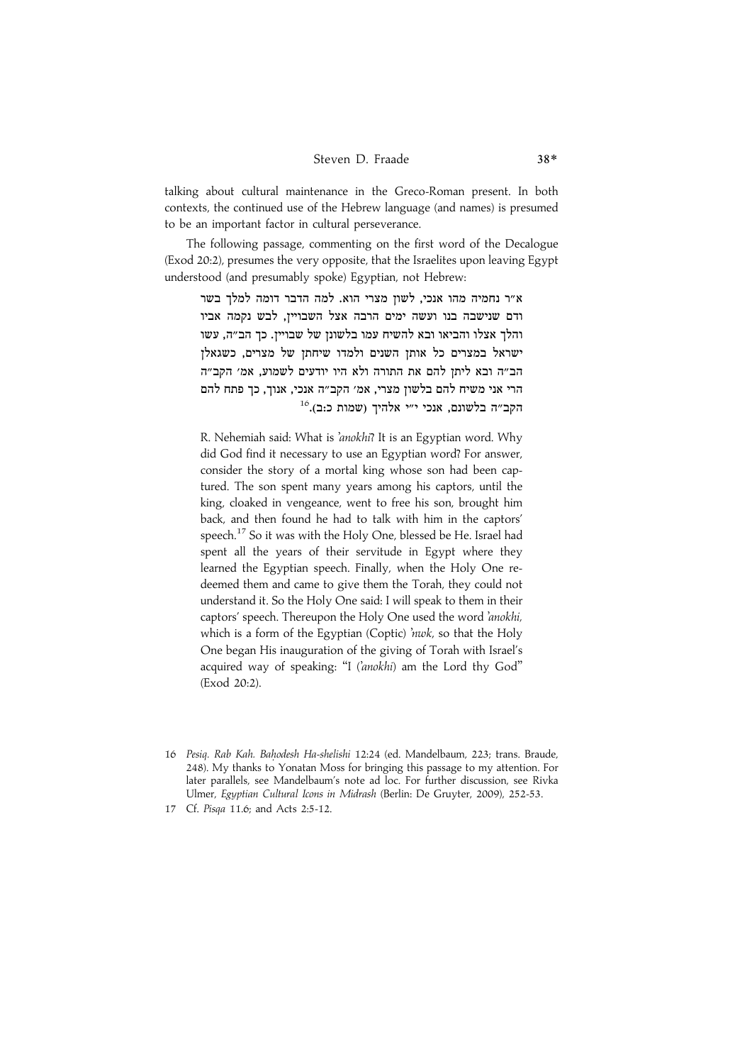talking about cultural maintenance in the Greco-Roman present. In both contexts, the continued use of the Hebrew language (and names) is presumed to be an important factor in cultural perseverance.

The following passage, commenting on the first word of the Decalogue (Exod 20:2), presumes the very opposite, that the Israelites upon leaving Egypt understood (and presumably spoke) Egyptian, not Hebrew:

> א״ר נחמיה מהו אנכי, לשון מצרי הוא. למה הדבר דומה למלך בשר ודם שנישבה בנו ועשה ימים הרבה אצל השביין, לבש נקמה אביו והלך אצלו והביאו ובא להשיח עמו בלשונן של שביין. כך הב״ה, עשו ישראל במצרים כל אותן השנים ולמדו שיחתן של מצרים, כשגאלן הב״ה ובא ליתן להם את התורה ולא היו יודעים לשמוע, אמ׳ הקב״ה הרי אני משיח להם בלשון מצרי, אמ׳ הקב״ה אנכי, אנוך, כך פתח להם הקב״ה בלשונם, אנכי י״י אלהיך (שמות כ:ב).[16]
>
> R. Nehemiah said: What is *'anokhi*? It is an Egyptian word. Why did God find it necessary to use an Egyptian word? For answer, consider the story of a mortal king whose son had been captured. The son spent many years among his captors, until the king, cloaked in vengeance, went to free his son, brought him back, and then found he had to talk with him in the captors' speech.[17] So it was with the Holy One, blessed be He. Israel had spent all the years of their servitude in Egypt where they learned the Egyptian speech. Finally, when the Holy One redeemed them and came to give them the Torah, they could not understand it. So the Holy One said: I will speak to them in their captors' speech. Thereupon the Holy One used the word *'anokhi*, which is a form of the Egyptian (Coptic) *'nwk*, so that the Holy One began His inauguration of the giving of Torah with Israel's acquired way of speaking: "I (*'anokhi*) am the Lord thy God" (Exod 20:2).

16 *Pesiq. Rab Kah. Baḥodesh Ha-shelishi* 12:24 (ed. Mandelbaum, 223; trans. Braude, 248). My thanks to Yonatan Moss for bringing this passage to my attention. For later parallels, see Mandelbaum's note ad loc. For further discussion, see Rivka Ulmer, *Egyptian Cultural Icons in Midrash* (Berlin: De Gruyter, 2009), 252-53.

17 Cf. *Pisqa* 11.6; and Acts 2:5-12.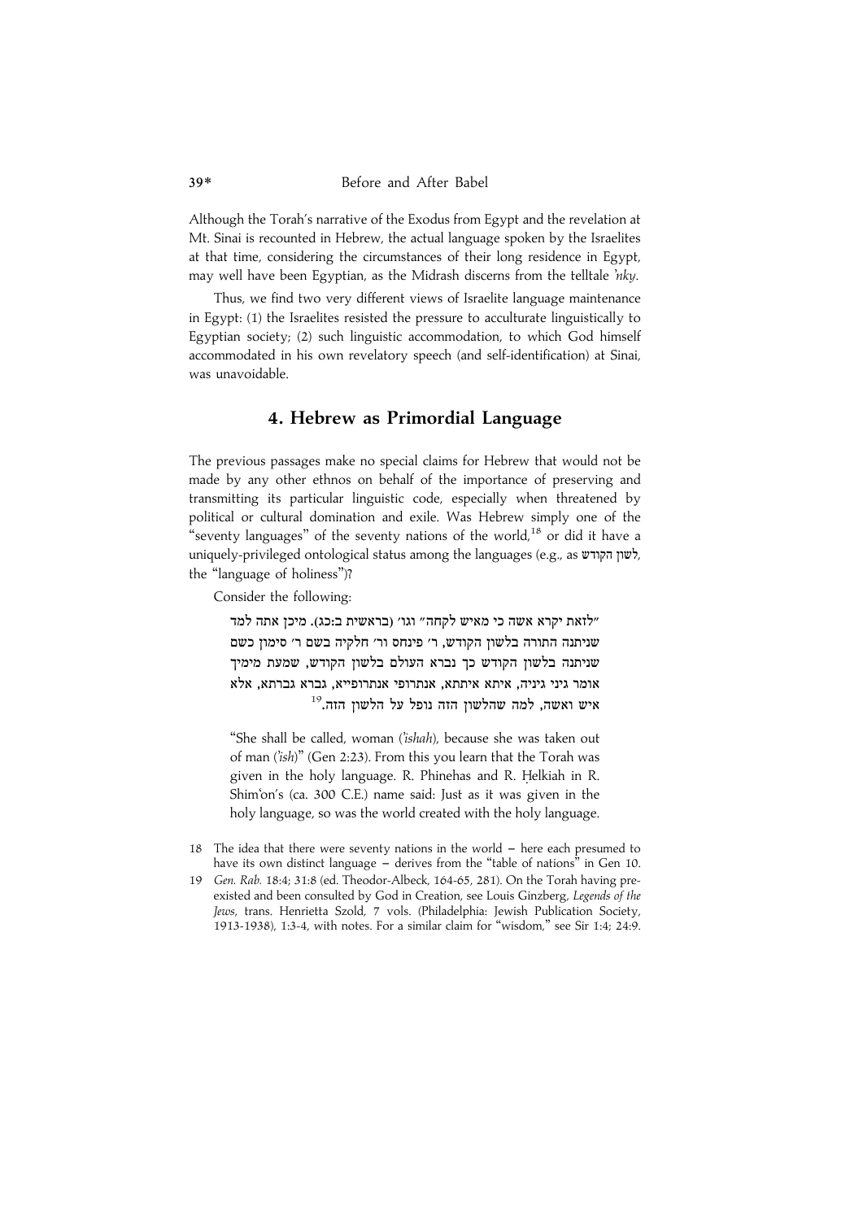Although the Torah's narrative of the Exodus from Egypt and the revelation at Mt. Sinai is recounted in Hebrew, the actual language spoken by the Israelites at that time, considering the circumstances of their long residence in Egypt, may well have been Egyptian, as the Midrash discerns from the telltale *'nky*.

Thus, we find two very different views of Israelite language maintenance in Egypt: (1) the Israelites resisted the pressure to acculturate linguistically to Egyptian society; (2) such linguistic accommodation, to which God himself accommodated in his own revelatory speech (and self-identification) at Sinai, was unavoidable.

## 4. Hebrew as Primordial Language

The previous passages make no special claims for Hebrew that would not be made by any other ethnos on behalf of the importance of preserving and transmitting its particular linguistic code, especially when threatened by political or cultural domination and exile. Was Hebrew simply one of the "seventy languages" of the seventy nations of the world,[18] or did it have a uniquely-privileged ontological status among the languages (e.g., as לשון הקודש, the "language of holiness")?

Consider the following:

> "לזאת יקרא אשה כי מאיש לקחה" וגו' (בראשית ב:כג). מיכן אתה למד שניתנה התורה בלשון הקודש, ר' פינחס ור' חלקיה בשם ר' סימון כשם שניתנה בלשון הקודש כך נברא העולם בלשון הקודש, שמעת מימיך אומר גיני גיניה, איתא איתתא, אנתרופי אנתרופייא, גברא גברתא, אלא איש ואשה, למה שהלשון הזה נופל על הלשון הזה.[19]
>
> "She shall be called, woman (*'ishah*), because she was taken out of man (*'ish*)" (Gen 2:23). From this you learn that the Torah was given in the holy language. R. Phinehas and R. Ḥelkiah in R. Shim'on's (ca. 300 C.E.) name said: Just as it was given in the holy language, so was the world created with the holy language.

18 The idea that there were seventy nations in the world – here each presumed to have its own distinct language – derives from the "table of nations" in Gen 10.

19 *Gen. Rab.* 18:4; 31:8 (ed. Theodor-Albeck, 164-65, 281). On the Torah having pre-existed and been consulted by God in Creation, see Louis Ginzberg, *Legends of the Jews*, trans. Henrietta Szold, 7 vols. (Philadelphia: Jewish Publication Society, 1913-1938), 1:3-4, with notes. For a similar claim for "wisdom," see Sir 1:4; 24:9.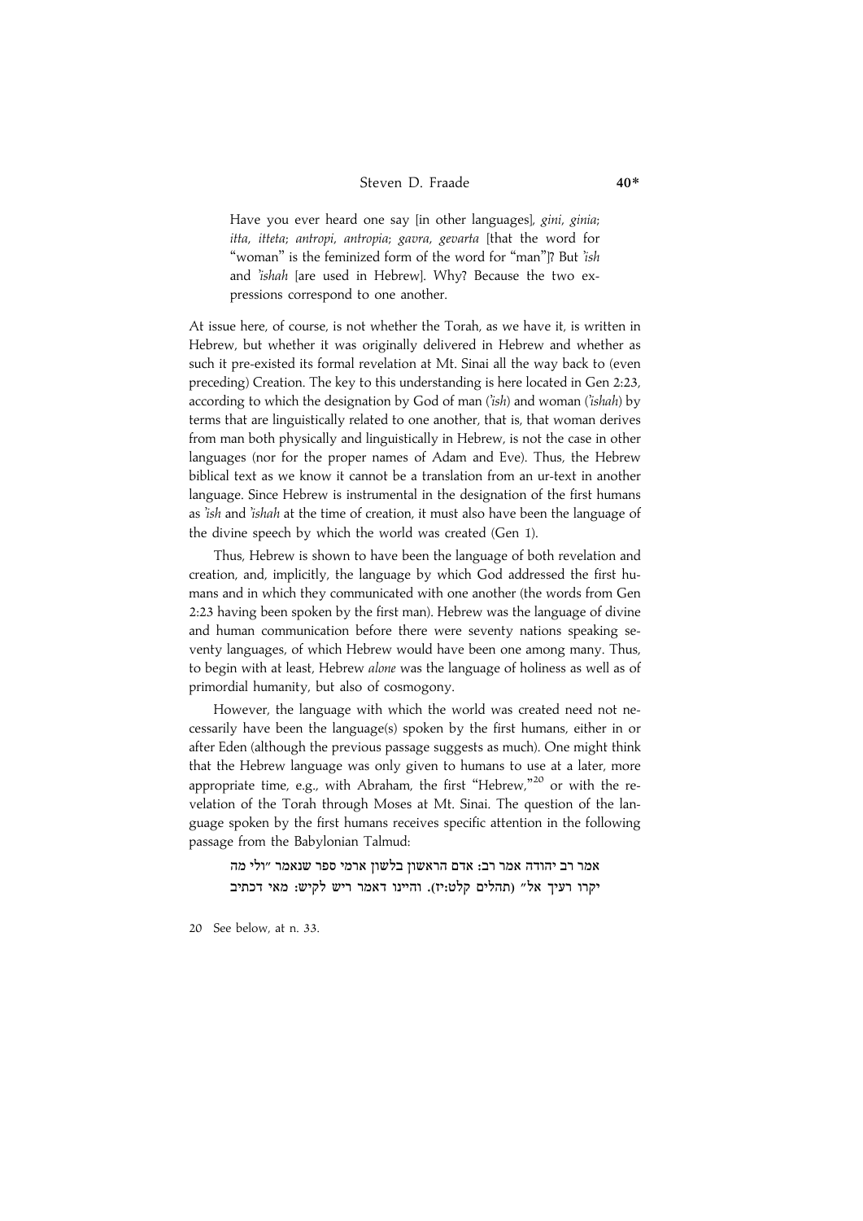> Have you ever heard one say [in other languages], *gini, ginia*; *itta, itteta*; *antropi, antropia*; *gavra, gevarta* [that the word for "woman" is the feminized form of the word for "man"]? But *'ish* and *'ishah* [are used in Hebrew]. Why? Because the two expressions correspond to one another.

At issue here, of course, is not whether the Torah, as we have it, is written in Hebrew, but whether it was originally delivered in Hebrew and whether as such it pre-existed its formal revelation at Mt. Sinai all the way back to (even preceding) Creation. The key to this understanding is here located in Gen 2:23, according to which the designation by God of man (*'ish*) and woman (*'ishah*) by terms that are linguistically related to one another, that is, that woman derives from man both physically and linguistically in Hebrew, is not the case in other languages (nor for the proper names of Adam and Eve). Thus, the Hebrew biblical text as we know it cannot be a translation from an ur-text in another language. Since Hebrew is instrumental in the designation of the first humans as *'ish* and *'ishah* at the time of creation, it must also have been the language of the divine speech by which the world was created (Gen 1).

Thus, Hebrew is shown to have been the language of both revelation and creation, and, implicitly, the language by which God addressed the first humans and in which they communicated with one another (the words from Gen 2:23 having been spoken by the first man). Hebrew was the language of divine and human communication before there were seventy nations speaking seventy languages, of which Hebrew would have been one among many. Thus, to begin with at least, Hebrew *alone* was the language of holiness as well as of primordial humanity, but also of cosmogony.

However, the language with which the world was created need not necessarily have been the language(s) spoken by the first humans, either in or after Eden (although the previous passage suggests as much). One might think that the Hebrew language was only given to humans to use at a later, more appropriate time, e.g., with Abraham, the first "Hebrew,"[20] or with the revelation of the Torah through Moses at Mt. Sinai. The question of the language spoken by the first humans receives specific attention in the following passage from the Babylonian Talmud:

> אמר רב יהודה אמר רב: אדם הראשון בלשון ארמי ספר שנאמר "ולי מה יקרו רעיך אל" (תהלים קלט:יז). והיינו דאמר ריש לקיש: מאי דכתיב

20 See below, at n. 33.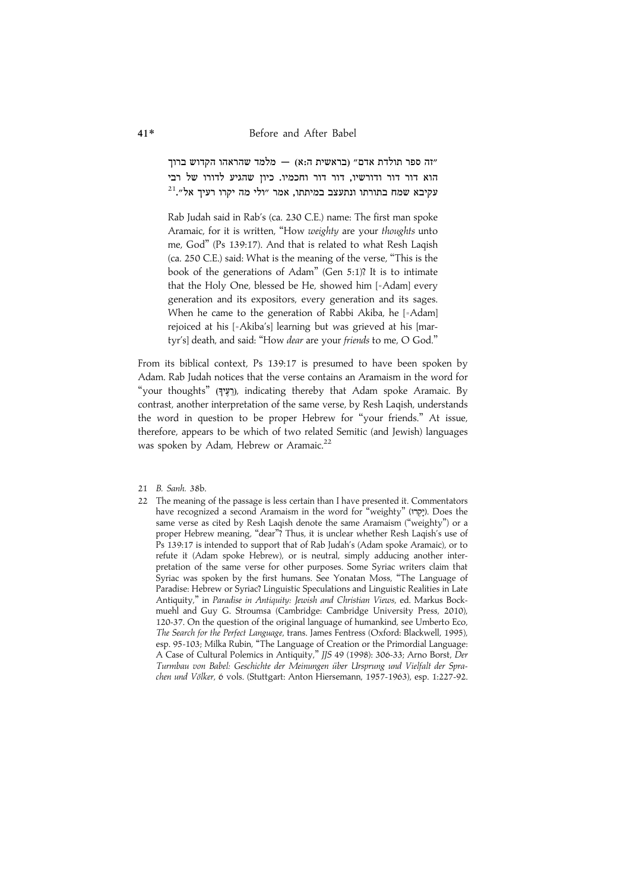"זה ספר תולדת אדם" (בראשית ה:א) — מלמד שהראהו הקדוש ברוך הוא דור דור ודורשיו, דור דור וחכמיו. כיון שהגיע לדורו של רבי עקיבא שמח בתורתו ונתעצב במיתתו, אמר "ולי מה יקרו רעיך אל".[21]

Rab Judah said in Rab's (ca. 230 C.E.) name: The first man spoke Aramaic, for it is written, "How *weighty* are your *thoughts* unto me, God" (Ps 139:17). And that is related to what Resh Laqish (ca. 250 C.E.) said: What is the meaning of the verse, "This is the book of the generations of Adam" (Gen 5:1)? It is to intimate that the Holy One, blessed be He, showed him [=Adam] every generation and its expositors, every generation and its sages. When he came to the generation of Rabbi Akiba, he [=Adam] rejoiced at his [=Akiba's] learning but was grieved at his [martyr's] death, and said: "How *dear* are your *friends* to me, O God."

From its biblical context, Ps 139:17 is presumed to have been spoken by Adam. Rab Judah notices that the verse contains an Aramaism in the word for "your thoughts" (רֵעֶיךָ), indicating thereby that Adam spoke Aramaic. By contrast, another interpretation of the same verse, by Resh Laqish, understands the word in question to be proper Hebrew for "your friends." At issue, therefore, appears to be which of two related Semitic (and Jewish) languages was spoken by Adam, Hebrew or Aramaic.[22]

21 *B. Sanh.* 38b.

22 The meaning of the passage is less certain than I have presented it. Commentators have recognized a second Aramaism in the word for "weighty" (יָּקְרוּ). Does the same verse as cited by Resh Laqish denote the same Aramaism ("weighty") or a proper Hebrew meaning, "dear"? Thus, it is unclear whether Resh Laqish's use of Ps 139:17 is intended to support that of Rab Judah's (Adam spoke Aramaic), or to refute it (Adam spoke Hebrew), or is neutral, simply adducing another interpretation of the same verse for other purposes. Some Syriac writers claim that Syriac was spoken by the first humans. See Yonatan Moss, "The Language of Paradise: Hebrew or Syriac? Linguistic Speculations and Linguistic Realities in Late Antiquity," in *Paradise in Antiquity: Jewish and Christian Views*, ed. Markus Bockmuehl and Guy G. Stroumsa (Cambridge: Cambridge University Press, 2010), 120-37. On the question of the original language of humankind, see Umberto Eco, *The Search for the Perfect Language*, trans. James Fentress (Oxford: Blackwell, 1995), esp. 95-103; Milka Rubin, "The Language of Creation or the Primordial Language: A Case of Cultural Polemics in Antiquity," *JJS* 49 (1998): 306-33; Arno Borst, *Der Turmbau von Babel: Geschichte der Meinungen über Ursprung und Vielfalt der Sprachen und Völker*, 6 vols. (Stuttgart: Anton Hiersemann, 1957-1963), esp. 1:227-92.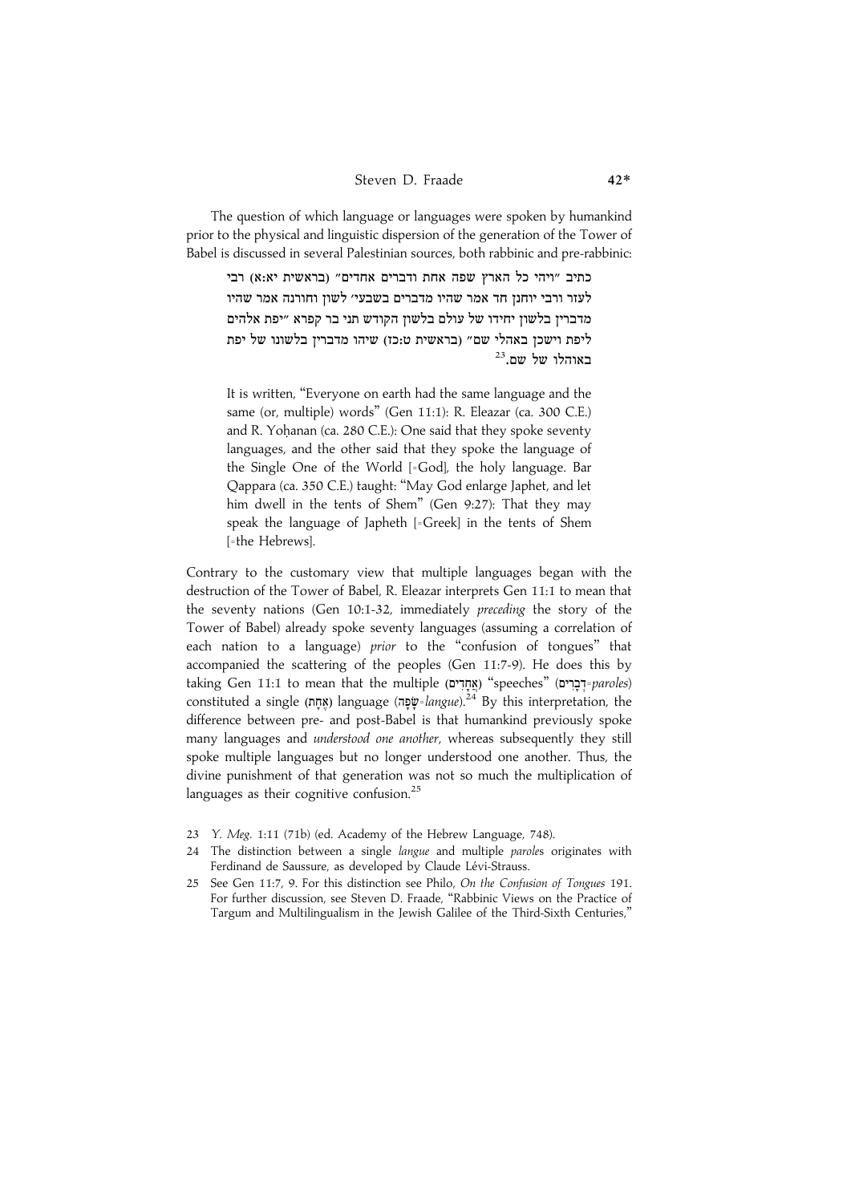The question of which language or languages were spoken by humankind prior to the physical and linguistic dispersion of the generation of the Tower of Babel is discussed in several Palestinian sources, both rabbinic and pre-rabbinic:

> כתיב "ויהי כל הארץ שפה אחת ודברים אחדים" (בראשית יא:א) רבי לעזר ורבי יוחנן חד אמר שהיו מדברים בשבעי' לשון וחורנה אמר שהיו מדברין בלשון יחידו של עולם בלשון הקודש תני בר קפרא "יפת אלהים ליפת וישכן באהלי שם" (בראשית ט:כז) שיהו מדברין בלשונו של יפת באוהלו של שם.[23]
>
> It is written, "Everyone on earth had the same language and the same (or, multiple) words" (Gen 11:1): R. Eleazar (ca. 300 C.E.) and R. Yoḥanan (ca. 280 C.E.): One said that they spoke seventy languages, and the other said that they spoke the language of the Single One of the World [=God], the holy language. Bar Qappara (ca. 350 C.E.) taught: "May God enlarge Japhet, and let him dwell in the tents of Shem" (Gen 9:27): That they may speak the language of Japheth [=Greek] in the tents of Shem [=the Hebrews].

Contrary to the customary view that multiple languages began with the destruction of the Tower of Babel, R. Eleazar interprets Gen 11:1 to mean that the seventy nations (Gen 10:1-32, immediately *preceding* the story of the Tower of Babel) already spoke seventy languages (assuming a correlation of each nation to a language) *prior* to the "confusion of tongues" that accompanied the scattering of the peoples (Gen 11:7-9). He does this by taking Gen 11:1 to mean that the multiple (אֲחָדִים) "speeches" (דְּבָרִים=*paroles*) constituted a single (אֶחָת) language (שָׂפָה=*langue*).[24] By this interpretation, the difference between pre- and post-Babel is that humankind previously spoke many languages and *understood one another*, whereas subsequently they still spoke multiple languages but no longer understood one another. Thus, the divine punishment of that generation was not so much the multiplication of languages as their cognitive confusion.[25]

---

23 *Y. Meg.* 1:11 (71b) (ed. Academy of the Hebrew Language, 748).

24 The distinction between a single *langue* and multiple *parole*s originates with Ferdinand de Saussure, as developed by Claude Lévi-Strauss.

25 See Gen 11:7, 9. For this distinction see Philo, *On the Confusion of Tongues* 191. For further discussion, see Steven D. Fraade, "Rabbinic Views on the Practice of Targum and Multilingualism in the Jewish Galilee of the Third-Sixth Centuries,"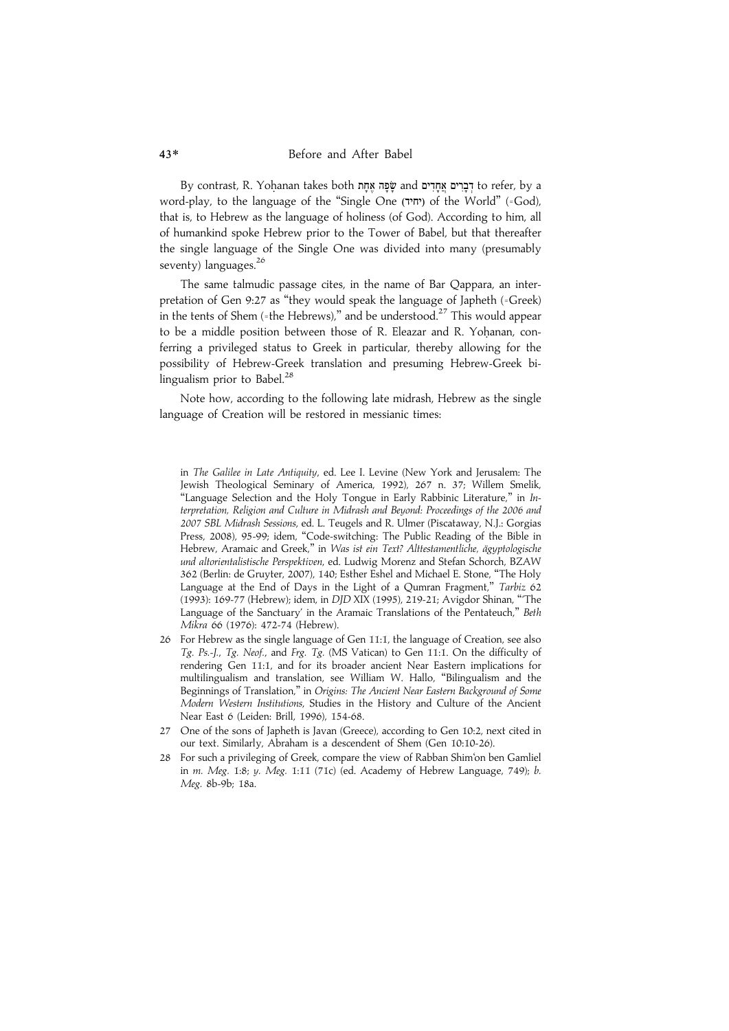By contrast, R. Yoḥanan takes both שָׂפָה אֶחָת and דְבָרִים אֲחָדִים to refer, by a word-play, to the language of the "Single One (יחיד) of the World" (=God), that is, to Hebrew as the language of holiness (of God). According to him, all of humankind spoke Hebrew prior to the Tower of Babel, but that thereafter the single language of the Single One was divided into many (presumably seventy) languages.[26]

The same talmudic passage cites, in the name of Bar Qappara, an interpretation of Gen 9:27 as "they would speak the language of Japheth (=Greek) in the tents of Shem (=the Hebrews)," and be understood.[27] This would appear to be a middle position between those of R. Eleazar and R. Yoḥanan, conferring a privileged status to Greek in particular, thereby allowing for the possibility of Hebrew-Greek translation and presuming Hebrew-Greek bilingualism prior to Babel.[28]

Note how, according to the following late midrash, Hebrew as the single language of Creation will be restored in messianic times:

in *The Galilee in Late Antiquity*, ed. Lee I. Levine (New York and Jerusalem: The Jewish Theological Seminary of America, 1992), 267 n. 37; Willem Smelik, "Language Selection and the Holy Tongue in Early Rabbinic Literature," in *Interpretation, Religion and Culture in Midrash and Beyond: Proceedings of the 2006 and 2007 SBL Midrash Sessions*, ed. L. Teugels and R. Ulmer (Piscataway, N.J.: Gorgias Press, 2008), 95-99; idem, "Code-switching: The Public Reading of the Bible in Hebrew, Aramaic and Greek," in *Was ist ein Text? Alttestamentliche, ägyptologische und altorientalistische Perspektiven*, ed. Ludwig Morenz and Stefan Schorch, BZAW 362 (Berlin: de Gruyter, 2007), 140; Esther Eshel and Michael E. Stone, "The Holy Language at the End of Days in the Light of a Qumran Fragment," *Tarbiz* 62 (1993): 169-77 (Hebrew); idem, in *DJD* XIX (1995), 219-21; Avigdor Shinan, "'The Language of the Sanctuary' in the Aramaic Translations of the Pentateuch," *Beth Mikra* 66 (1976): 472-74 (Hebrew).

26 For Hebrew as the single language of Gen 11:1, the language of Creation, see also *Tg. Ps.-J.*, *Tg. Neof.*, and *Frg. Tg.* (MS Vatican) to Gen 11:1. On the difficulty of rendering Gen 11:1, and for its broader ancient Near Eastern implications for multilingualism and translation, see William W. Hallo, "Bilingualism and the Beginnings of Translation," in *Origins: The Ancient Near Eastern Background of Some Modern Western Institutions*, Studies in the History and Culture of the Ancient Near East 6 (Leiden: Brill, 1996), 154-68.

27 One of the sons of Japheth is Javan (Greece), according to Gen 10:2, next cited in our text. Similarly, Abraham is a descendent of Shem (Gen 10:10-26).

28 For such a privileging of Greek, compare the view of Rabban Shim'on ben Gamliel in *m. Meg.* 1:8; *y. Meg.* 1:11 (71c) (ed. Academy of Hebrew Language, 749); *b. Meg.* 8b-9b; 18a.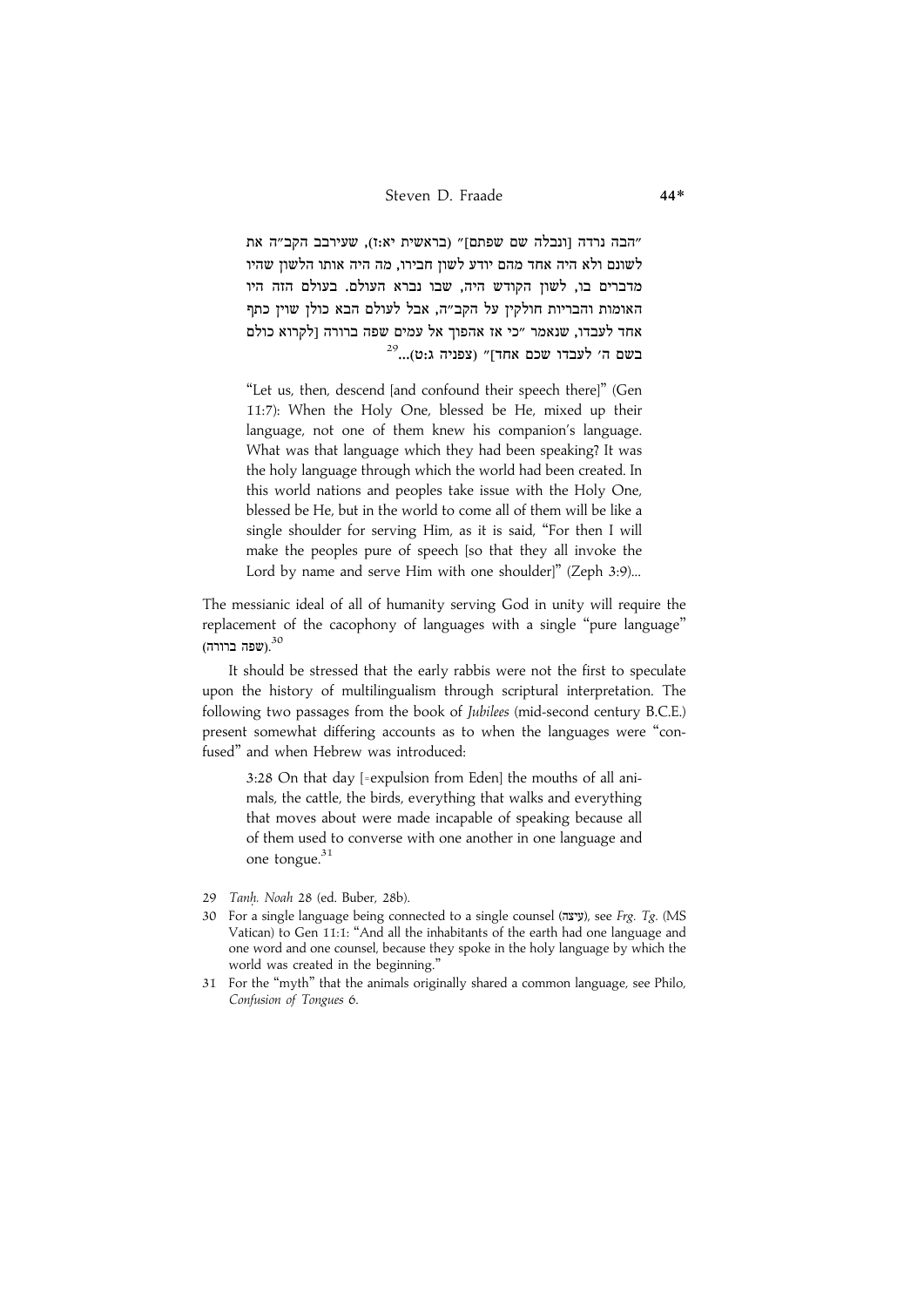"הבה נרדה [ונבלה שם שפתם]" (בראשית יא:ז), שעירבב הקב"ה את לשונם ולא היה אחד מהם יודע לשון חבירו, מה היה אותו הלשון שהיו מדברים בו, לשון הקודש היה, שבו נברא העולם. בעולם הזה היו האומות והבריות חולקין על הקב"ה, אבל לעולם הבא כולן שוין כתף אחד לעבדו, שנאמר "כי אז אהפוך אל עמים שפה ברורה [לקרוא כולם בשם ה' לעבדו שכם אחד]" (צפניה ג:ט)...[29]

> "Let us, then, descend [and confound their speech there]" (Gen 11:7): When the Holy One, blessed be He, mixed up their language, not one of them knew his companion's language. What was that language which they had been speaking? It was the holy language through which the world had been created. In this world nations and peoples take issue with the Holy One, blessed be He, but in the world to come all of them will be like a single shoulder for serving Him, as it is said, "For then I will make the peoples pure of speech [so that they all invoke the Lord by name and serve Him with one shoulder]" (Zeph 3:9)...

The messianic ideal of all of humanity serving God in unity will require the replacement of the cacophony of languages with a single "pure language" (שפה ברורה).[30]

It should be stressed that the early rabbis were not the first to speculate upon the history of multilingualism through scriptural interpretation. The following two passages from the book of *Jubilees* (mid-second century B.C.E.) present somewhat differing accounts as to when the languages were "confused" and when Hebrew was introduced:

> 3:28 On that day [=expulsion from Eden] the mouths of all animals, the cattle, the birds, everything that walks and everything that moves about were made incapable of speaking because all of them used to converse with one another in one language and one tongue.[31]

29 *Tanḥ. Noah* 28 (ed. Buber, 28b).

30 For a single language being connected to a single counsel (עיצה), see *Frg. Tg.* (MS Vatican) to Gen 11:1: "And all the inhabitants of the earth had one language and one word and one counsel, because they spoke in the holy language by which the world was created in the beginning."

31 For the "myth" that the animals originally shared a common language, see Philo, *Confusion of Tongues* 6.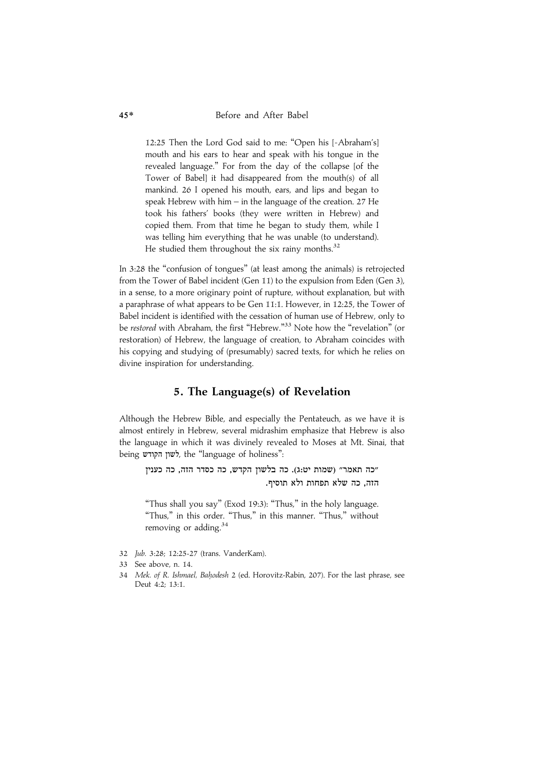> 12:25 Then the Lord God said to me: "Open his [=Abraham's] mouth and his ears to hear and speak with his tongue in the revealed language." For from the day of the collapse [of the Tower of Babel] it had disappeared from the mouth(s) of all mankind. 26 I opened his mouth, ears, and lips and began to speak Hebrew with him – in the language of the creation. 27 He took his fathers' books (they were written in Hebrew) and copied them. From that time he began to study them, while I was telling him everything that he was unable (to understand). He studied them throughout the six rainy months.[32]

In 3:28 the "confusion of tongues" (at least among the animals) is retrojected from the Tower of Babel incident (Gen 11) to the expulsion from Eden (Gen 3), in a sense, to a more originary point of rupture, without explanation, but with a paraphrase of what appears to be Gen 11:1. However, in 12:25, the Tower of Babel incident is identified with the cessation of human use of Hebrew, only to be *restored* with Abraham, the first "Hebrew."[33] Note how the "revelation" (or restoration) of Hebrew, the language of creation, to Abraham coincides with his copying and studying of (presumably) sacred texts, for which he relies on divine inspiration for understanding.

## 5. The Language(s) of Revelation

Although the Hebrew Bible, and especially the Pentateuch, as we have it is almost entirely in Hebrew, several midrashim emphasize that Hebrew is also the language in which it was divinely revealed to Moses at Mt. Sinai, that being לשון הקודש, the "language of holiness":

> "כה תאמר" (שמות יט:ג). כה בלשון הקדש, כה כסדר הזה, כה כענין הזה, כה שלא תפחות ולא תוסיף.
>
> "Thus shall you say" (Exod 19:3): "Thus," in the holy language. "Thus," in this order. "Thus," in this manner. "Thus," without removing or adding.[34]

32 *Jub.* 3:28; 12:25-27 (trans. VanderKam).

33 See above, n. 14.

34 *Mek. of R. Ishmael, Baḥodesh* 2 (ed. Horovitz-Rabin, 207). For the last phrase, see Deut 4:2; 13:1.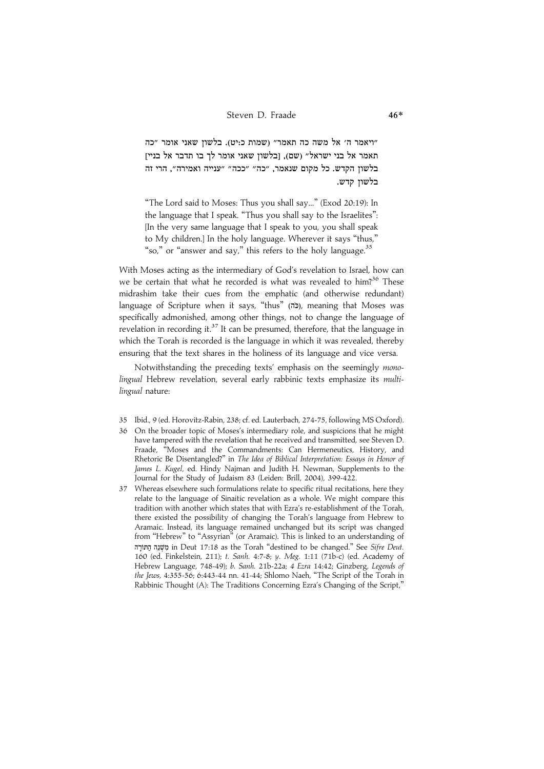"ויאמר ה' אל משה כה תאמר" (שמות כ:יט). בלשון שאני אומר "כה תאמר אל בני ישראל" (שם), [בלשון שאני אומר לך בו תדבר אל בניי] בלשון הקדש. כל מקום שנאמר, "כה" "ככה" "ענייה ואמירה", הרי זה בלשון קדש.

> "The Lord said to Moses: Thus you shall say..." (Exod 20:19): In the language that I speak. "Thus you shall say to the Israelites": [In the very same language that I speak to you, you shall speak to My children.] In the holy language. Wherever it says "thus," "so," or "answer and say," this refers to the holy language.[35]

With Moses acting as the intermediary of God's revelation to Israel, how can we be certain that what he recorded is what was revealed to him?[36] These midrashim take their cues from the emphatic (and otherwise redundant) language of Scripture when it says, "thus" (כה), meaning that Moses was specifically admonished, among other things, not to change the language of revelation in recording it.[37] It can be presumed, therefore, that the language in which the Torah is recorded is the language in which it was revealed, thereby ensuring that the text shares in the holiness of its language and vice versa.

Notwithstanding the preceding texts' emphasis on the seemingly *monolingual* Hebrew revelation, several early rabbinic texts emphasize its *multilingual* nature:

35 Ibid., 9 (ed. Horovitz-Rabin, 238; cf. ed. Lauterbach, 274-75, following MS Oxford).

36 On the broader topic of Moses's intermediary role, and suspicions that he might have tampered with the revelation that he received and transmitted, see Steven D. Fraade, "Moses and the Commandments: Can Hermeneutics, History, and Rhetoric Be Disentangled?" in *The Idea of Biblical Interpretation: Essays in Honor of James L. Kugel*, ed. Hindy Najman and Judith H. Newman, Supplements to the Journal for the Study of Judaism 83 (Leiden: Brill, 2004), 399-422.

37 Whereas elsewhere such formulations relate to specific ritual recitations, here they relate to the language of Sinaitic revelation as a whole. We might compare this tradition with another which states that with Ezra's re-establishment of the Torah, there existed the possibility of changing the Torah's language from Hebrew to Aramaic. Instead, its language remained unchanged but its script was changed from "Hebrew" to "Assyrian" (or Aramaic). This is linked to an understanding of מִשְׁנֵה הַתּוֹרָה in Deut 17:18 as the Torah "destined to be changed." See *Sifre Deut.* 160 (ed. Finkelstein, 211); *t. Sanh.* 4:7-8; *y. Meg.* 1:11 (71b-c) (ed. Academy of Hebrew Language, 748-49); *b. Sanh.* 21b-22a; *4 Ezra* 14:42; Ginzberg, *Legends of the Jews*, 4:355-56; 6:443-44 nn. 41-44; Shlomo Naeh, "The Script of the Torah in Rabbinic Thought (A): The Traditions Concerning Ezra's Changing of the Script,"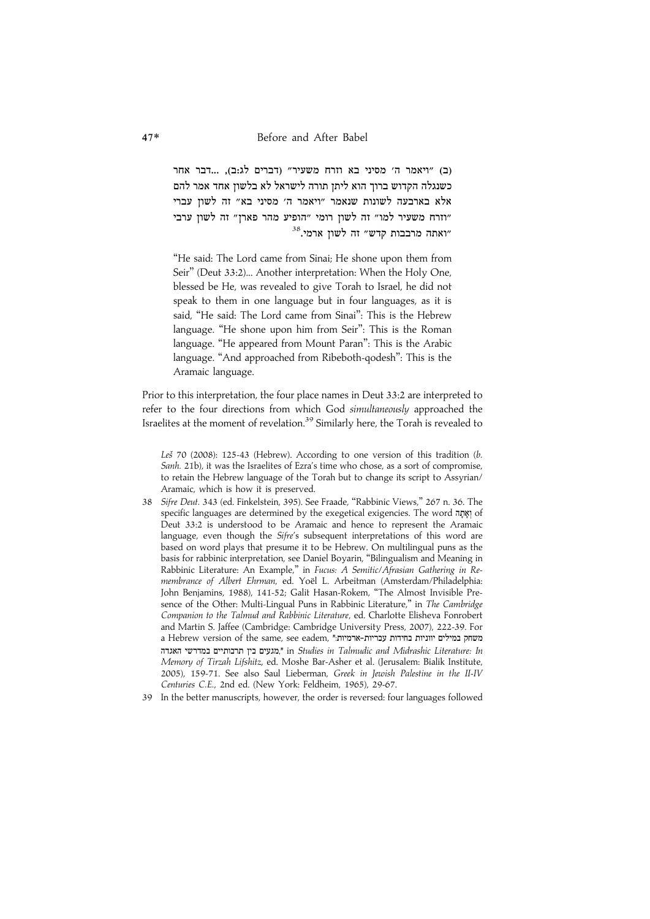(ב) "ויאמר ה' מסיני בא וזרח משעיר" (דברים לג:ב), ...דבר אחר כשנגלה הקדוש ברוך הוא ליתן תורה לישראל לא בלשון אחד אמר להם אלא בארבעה לשונות שנאמר "ויאמר ה' מסיני בא" זה לשון עברי "וזרח משעיר למו" זה לשון רומי "הופיע מהר פארן" זה לשון ערבי "ואתה מרבבות קדש" זה לשון ארמי.[38]

"He said: The Lord came from Sinai; He shone upon them from Seir" (Deut 33:2)... Another interpretation: When the Holy One, blessed be He, was revealed to give Torah to Israel, he did not speak to them in one language but in four languages, as it is said, "He said: The Lord came from Sinai": This is the Hebrew language. "He shone upon him from Seir": This is the Roman language. "He appeared from Mount Paran": This is the Arabic language. "And approached from Ribeboth-qodesh": This is the Aramaic language.

Prior to this interpretation, the four place names in Deut 33:2 are interpreted to refer to the four directions from which God *simultaneously* approached the Israelites at the moment of revelation.[39] Similarly here, the Torah is revealed to

---

*Leš* 70 (2008): 125-43 (Hebrew). According to one version of this tradition (*b. Sanh.* 21b), it was the Israelites of Ezra's time who chose, as a sort of compromise, to retain the Hebrew language of the Torah but to change its script to Assyrian/Aramaic, which is how it is preserved.

38 *Sifre Deut.* 343 (ed. Finkelstein, 395). See Fraade, "Rabbinic Views," 267 n. 36. The specific languages are determined by the exegetical exigencies. The word וְאָתָה of Deut 33:2 is understood to be Aramaic and hence to represent the Aramaic language, even though the *Sifre*'s subsequent interpretations of this word are based on word plays that presume it to be Hebrew. On multilingual puns as the basis for rabbinic interpretation, see Daniel Boyarin, "Bilingualism and Meaning in Rabbinic Literature: An Example," in *Fucus: A Semitic/Afrasian Gathering in Remembrance of Albert Ehrman*, ed. Yoël L. Arbeitman (Amsterdam/Philadelphia: John Benjamins, 1988), 141-52; Galit Hasan-Rokem, "The Almost Invisible Presence of the Other: Multi-Lingual Puns in Rabbinic Literature," in *The Cambridge Companion to the Talmud and Rabbinic Literature*, ed. Charlotte Elisheva Fonrobert and Martin S. Jaffee (Cambridge: Cambridge University Press, 2007), 222-39. For a Hebrew version of the same, see eadem, "משחק במילים יווניות בחידות עבריות-ארמיות: מגעים בין תרבותיים במדרשי האגדה," in *Studies in Talmudic and Midrashic Literature: In Memory of Tirzah Lifshitz*, ed. Moshe Bar-Asher et al. (Jerusalem: Bialik Institute, 2005), 159-71. See also Saul Lieberman, *Greek in Jewish Palestine in the II-IV Centuries C.E.*, 2nd ed. (New York: Feldheim, 1965), 29-67.

39 In the better manuscripts, however, the order is reversed: four languages followed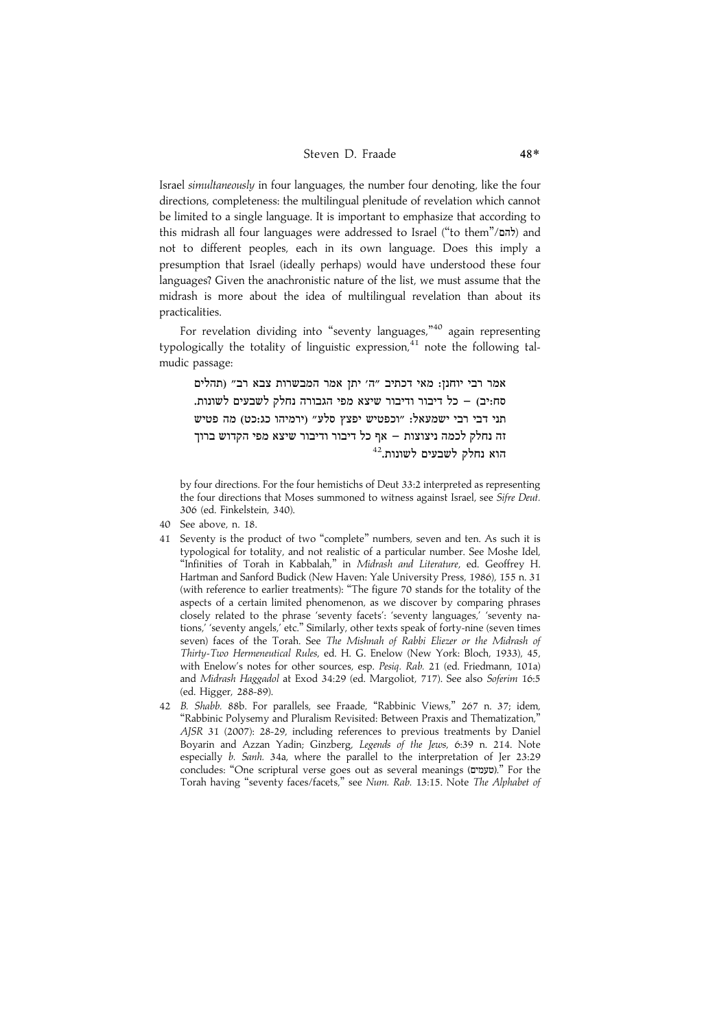Israel *simultaneously* in four languages, the number four denoting, like the four directions, completeness: the multilingual plenitude of revelation which cannot be limited to a single language. It is important to emphasize that according to this midrash all four languages were addressed to Israel ("to them"/להם) and not to different peoples, each in its own language. Does this imply a presumption that Israel (ideally perhaps) would have understood these four languages? Given the anachronistic nature of the list, we must assume that the midrash is more about the idea of multilingual revelation than about its practicalities.

For revelation dividing into "seventy languages,"[40] again representing typologically the totality of linguistic expression,[41] note the following talmudic passage:

> אמר רבי יוחנן: מאי דכתיב "ה' יתן אמר המבשרות צבא רב" (תהלים סח:יב) – כל דיבור ודיבור שיצא מפי הגבורה נחלק לשבעים לשונות. תני דבי רבי ישמעאל: "וכפטיש יפצץ סלע" (ירמיהו כג:כט) מה פטיש זה נחלק לכמה ניצוצות – אף כל דיבור ודיבור שיצא מפי הקדוש ברוך הוא נחלק לשבעים לשונות.[42]

by four directions. For the four hemistichs of Deut 33:2 interpreted as representing the four directions that Moses summoned to witness against Israel, see *Sifre Deut.* 306 (ed. Finkelstein, 340).

40 See above, n. 18.

41 Seventy is the product of two "complete" numbers, seven and ten. As such it is typological for totality, and not realistic of a particular number. See Moshe Idel, "Infinities of Torah in Kabbalah," in *Midrash and Literature*, ed. Geoffrey H. Hartman and Sanford Budick (New Haven: Yale University Press, 1986), 155 n. 31 (with reference to earlier treatments): "The figure 70 stands for the totality of the aspects of a certain limited phenomenon, as we discover by comparing phrases closely related to the phrase 'seventy facets': 'seventy languages,' 'seventy nations,' 'seventy angels,' etc." Similarly, other texts speak of forty-nine (seven times seven) faces of the Torah. See *The Mishnah of Rabbi Eliezer or the Midrash of Thirty-Two Hermeneutical Rules*, ed. H. G. Enelow (New York: Bloch, 1933), 45, with Enelow's notes for other sources, esp. *Pesiq. Rab.* 21 (ed. Friedmann, 101a) and *Midrash Haggadol* at Exod 34:29 (ed. Margoliot, 717). See also *Soferim* 16:5 (ed. Higger, 288-89).

42 *B. Shabb.* 88b. For parallels, see Fraade, "Rabbinic Views," 267 n. 37; idem, "Rabbinic Polysemy and Pluralism Revisited: Between Praxis and Thematization," *AJSR* 31 (2007): 28-29, including references to previous treatments by Daniel Boyarin and Azzan Yadin; Ginzberg, *Legends of the Jews*, 6:39 n. 214. Note especially *b. Sanh.* 34a, where the parallel to the interpretation of Jer 23:29 concludes: "One scriptural verse goes out as several meanings (טעמים)." For the Torah having "seventy faces/facets," see *Num. Rab.* 13:15. Note *The Alphabet of*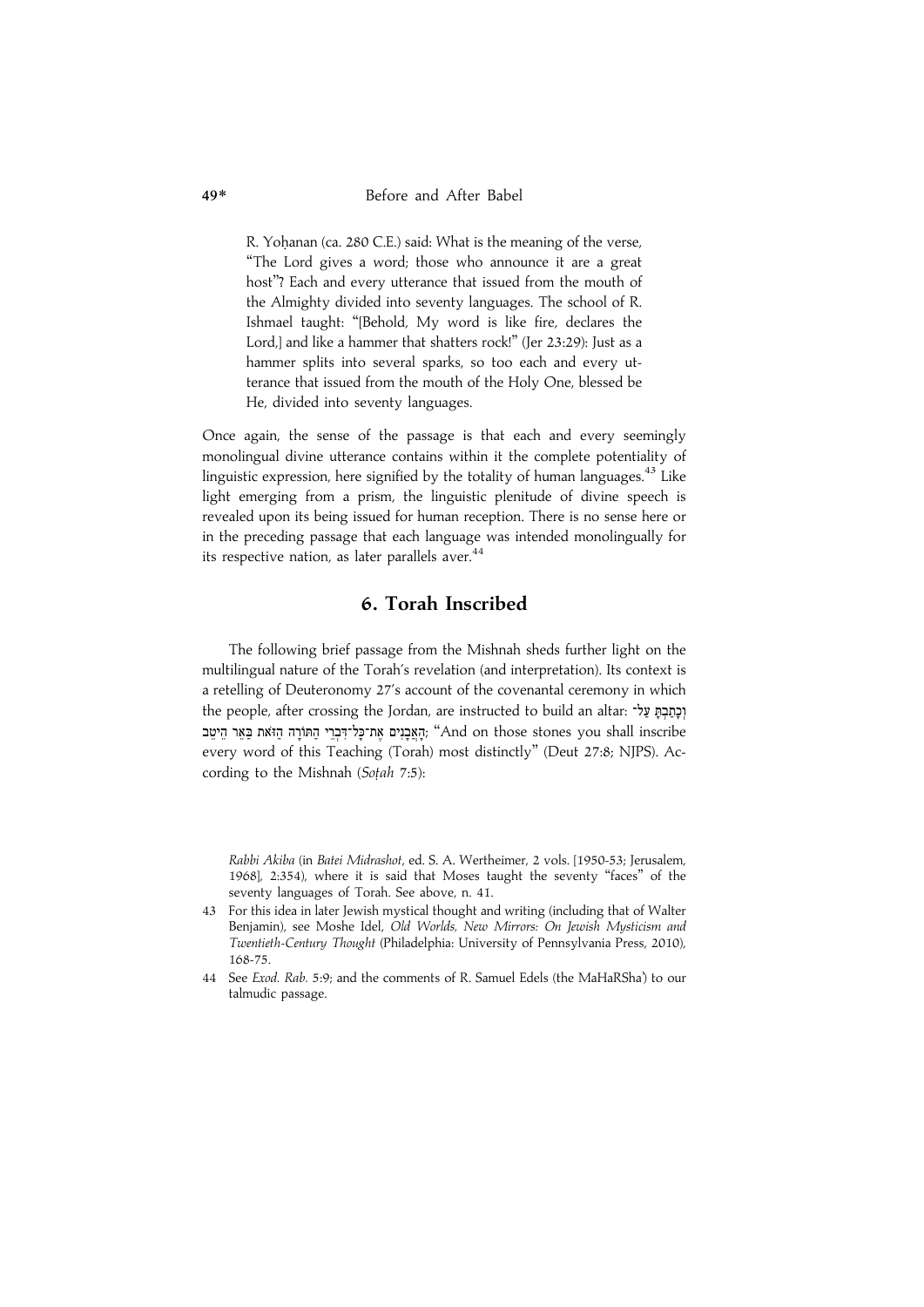> R. Yoḥanan (ca. 280 C.E.) said: What is the meaning of the verse, "The Lord gives a word; those who announce it are a great host"? Each and every utterance that issued from the mouth of the Almighty divided into seventy languages. The school of R. Ishmael taught: "[Behold, My word is like fire, declares the Lord,] and like a hammer that shatters rock!" (Jer 23:29): Just as a hammer splits into several sparks, so too each and every utterance that issued from the mouth of the Holy One, blessed be He, divided into seventy languages.

Once again, the sense of the passage is that each and every seemingly monolingual divine utterance contains within it the complete potentiality of linguistic expression, here signified by the totality of human languages.[43] Like light emerging from a prism, the linguistic plenitude of divine speech is revealed upon its being issued for human reception. There is no sense here or in the preceding passage that each language was intended monolingually for its respective nation, as later parallels aver.[44]

## 6. Torah Inscribed

The following brief passage from the Mishnah sheds further light on the multilingual nature of the Torah's revelation (and interpretation). Its context is a retelling of Deuteronomy 27's account of the covenantal ceremony in which the people, after crossing the Jordan, are instructed to build an altar: וְכָתַבְתָּ עַל־הָאֲבָנִים אֶת־כָּל־דִּבְרֵי הַתּוֹרָה הַזֹּאת בַּאֵר הֵיטֵב; "And on those stones you shall inscribe every word of this Teaching (Torah) most distinctly" (Deut 27:8; NJPS). According to the Mishnah (*Soṭah* 7:5):

---

*Rabbi Akiba* (in *Batei Midrashot*, ed. S. A. Wertheimer, 2 vols. [1950-53; Jerusalem, 1968], 2:354), where it is said that Moses taught the seventy "faces" of the seventy languages of Torah. See above, n. 41.

43 For this idea in later Jewish mystical thought and writing (including that of Walter Benjamin), see Moshe Idel, *Old Worlds, New Mirrors: On Jewish Mysticism and Twentieth-Century Thought* (Philadelphia: University of Pennsylvania Press, 2010), 168-75.

44 See *Exod. Rab.* 5:9; and the comments of R. Samuel Edels (the MaHaRSha') to our talmudic passage.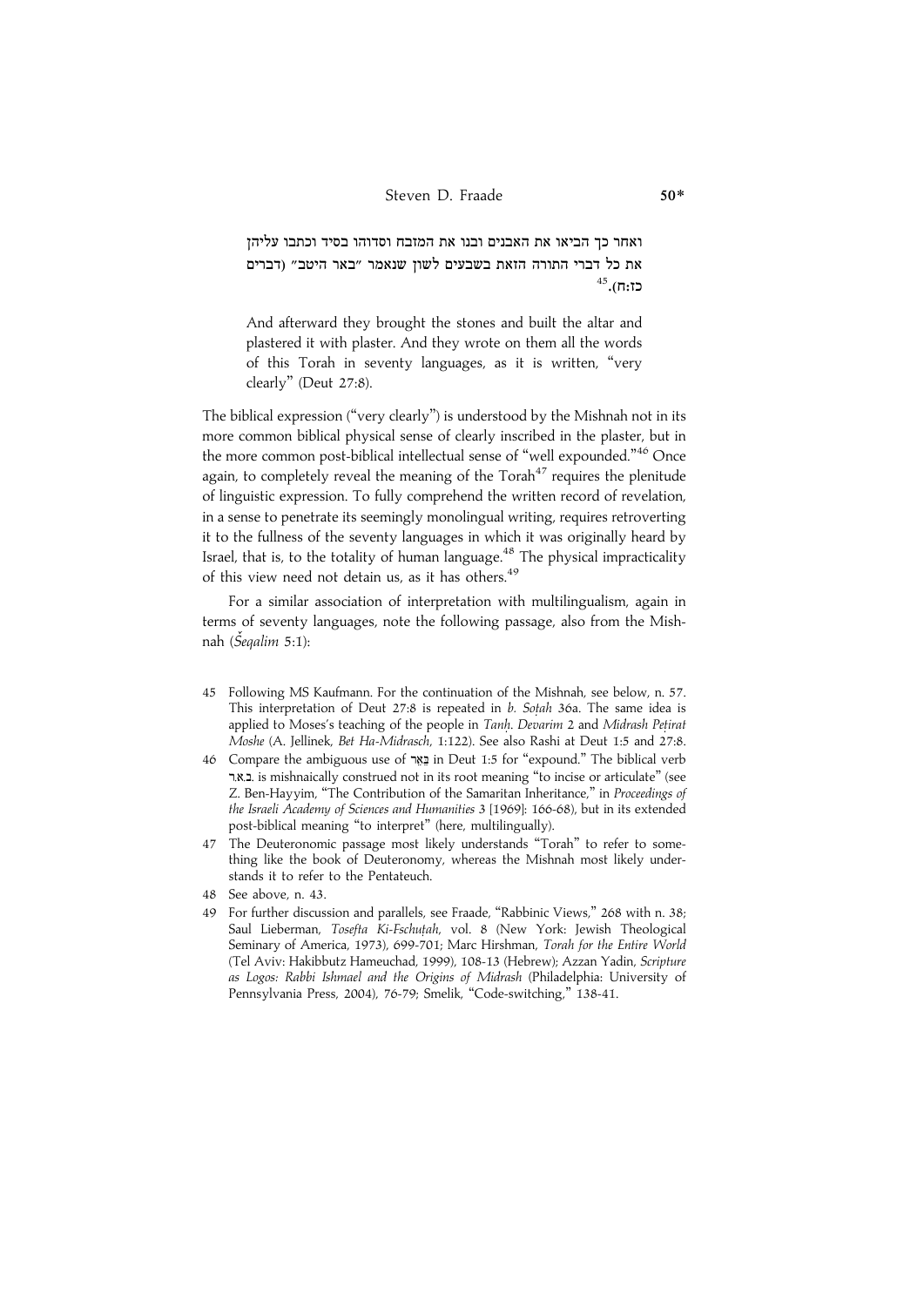ואחר כך הביאו את האבנים ובנו את המזבח וסדוהו בסיד וכתבו עליהן את כל דברי התורה הזאת בשבעים לשון שנאמר "באר היטב" (דברים כז:ח).[45]

> And afterward they brought the stones and built the altar and plastered it with plaster. And they wrote on them all the words of this Torah in seventy languages, as it is written, "very clearly" (Deut 27:8).

The biblical expression ("very clearly") is understood by the Mishnah not in its more common biblical physical sense of clearly inscribed in the plaster, but in the more common post-biblical intellectual sense of "well expounded."[46] Once again, to completely reveal the meaning of the Torah[47] requires the plenitude of linguistic expression. To fully comprehend the written record of revelation, in a sense to penetrate its seemingly monolingual writing, requires retroverting it to the fullness of the seventy languages in which it was originally heard by Israel, that is, to the totality of human language.[48] The physical impracticality of this view need not detain us, as it has others.[49]

For a similar association of interpretation with multilingualism, again in terms of seventy languages, note the following passage, also from the Mishnah (*Šeqalim* 5:1):

---

45 Following MS Kaufmann. For the continuation of the Mishnah, see below, n. 57. This interpretation of Deut 27:8 is repeated in *b. Soṭah* 36a. The same idea is applied to Moses's teaching of the people in *Tanḥ. Devarim* 2 and *Midrash Peṭirat Moshe* (A. Jellinek, *Bet Ha-Midrasch*, 1:122). See also Rashi at Deut 1:5 and 27:8.

46 Compare the ambiguous use of בֵּאֵר in Deut 1:5 for "expound." The biblical verb ב.א.ר. is mishnaically construed not in its root meaning "to incise or articulate" (see Z. Ben-Hayyim, "The Contribution of the Samaritan Inheritance," in *Proceedings of the Israeli Academy of Sciences and Humanities* 3 [1969]: 166-68), but in its extended post-biblical meaning "to interpret" (here, multilingually).

47 The Deuteronomic passage most likely understands "Torah" to refer to something like the book of Deuteronomy, whereas the Mishnah most likely understands it to refer to the Pentateuch.

48 See above, n. 43.

49 For further discussion and parallels, see Fraade, "Rabbinic Views," 268 with n. 38; Saul Lieberman, *Tosefta Ki-Fschuṭah*, vol. 8 (New York: Jewish Theological Seminary of America, 1973), 699-701; Marc Hirshman, *Torah for the Entire World* (Tel Aviv: Hakibbutz Hameuchad, 1999), 108-13 (Hebrew); Azzan Yadin, *Scripture as Logos: Rabbi Ishmael and the Origins of Midrash* (Philadelphia: University of Pennsylvania Press, 2004), 76-79; Smelik, "Code-switching," 138-41.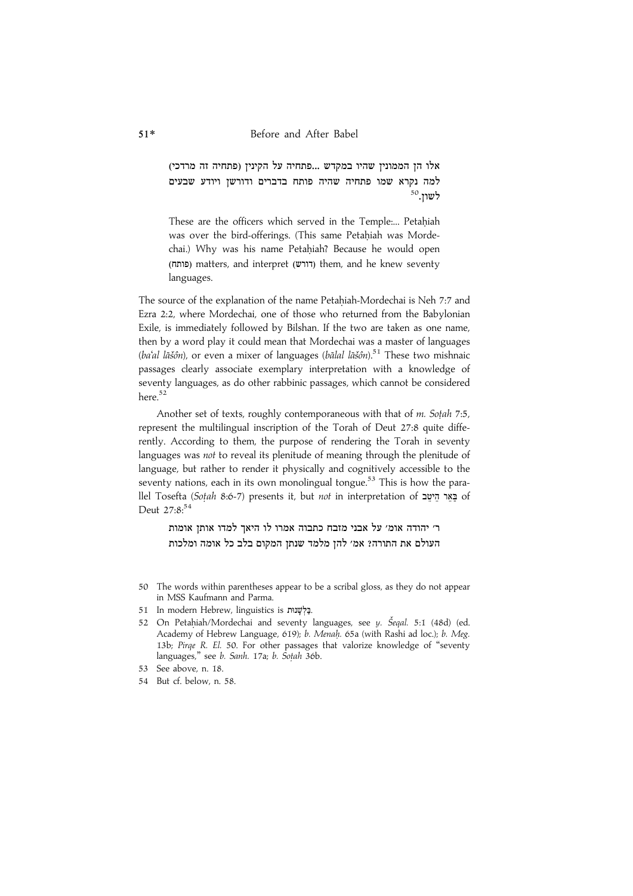אלו הן הממונין שהיו במקדש ...פתחיה על הקינין (פתחיה זה מרדכי) למה נקרא שמו פתחיה שהיה פותח בדברים ודורשן ויודע שבעים לשון.[50]

> These are the officers which served in the Temple:... Petaḥiah was over the bird-offerings. (This same Petaḥiah was Mordechai.) Why was his name Petaḥiah? Because he would open (פותח) matters, and interpret (דורש) them, and he knew seventy languages.

The source of the explanation of the name Petaḥiah-Mordechai is Neh 7:7 and Ezra 2:2, where Mordechai, one of those who returned from the Babylonian Exile, is immediately followed by Bilshan. If the two are taken as one name, then by a word play it could mean that Mordechai was a master of languages (*ba'al lāšôn*), or even a mixer of languages (*bālal lāšôn*).[51] These two mishnaic passages clearly associate exemplary interpretation with a knowledge of seventy languages, as do other rabbinic passages, which cannot be considered here.[52]

Another set of texts, roughly contemporaneous with that of *m. Soṭah* 7:5, represent the multilingual inscription of the Torah of Deut 27:8 quite differently. According to them, the purpose of rendering the Torah in seventy languages was *not* to reveal its plenitude of meaning through the plenitude of language, but rather to render it physically and cognitively accessible to the seventy nations, each in its own monolingual tongue.[53] This is how the parallel Tosefta (*Soṭah* 8:6-7) presents it, but *not* in interpretation of בַּאֵר הֵיטֵב of Deut 27:8:[54]

ר׳ יהודה אומ׳ על אבני מזבח כתבוה אמרו לו היאך למדו אותן אומות העולם את התורה? אמ׳ להן מלמד שנתן המקום בלב כל אומה ומלכות

---

50 The words within parentheses appear to be a scribal gloss, as they do not appear in MSS Kaufmann and Parma.

51 In modern Hebrew, linguistics is בַּלְשָׁנוּת.

52 On Petaḥiah/Mordechai and seventy languages, see *y. Šeqal.* 5:1 (48d) (ed. Academy of Hebrew Language, 619); *b. Menaḥ.* 65a (with Rashi ad loc.); *b. Meg.* 13b; *Pirqe R. El.* 50. For other passages that valorize knowledge of "seventy languages," see *b. Sanh.* 17a; *b. Soṭah* 36b.

53 See above, n. 18.

54 But cf. below, n. 58.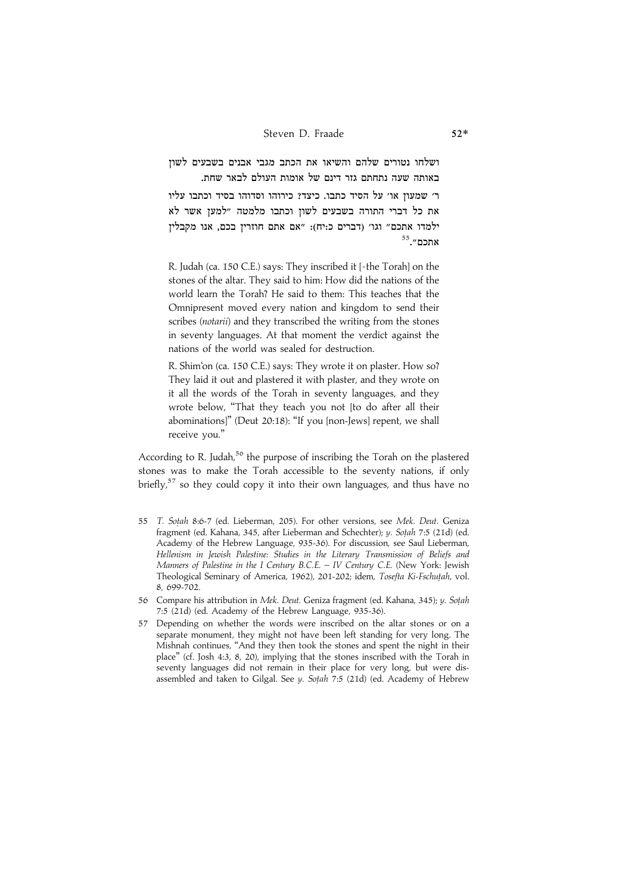ושלחו נטורים שלהם והשיאו את הכתב מגבי אבנים בשבעים לשון באותה שעה נתחתם גזר דינם של אומות העולם לבאר שחת.

ר׳ שמעון או׳ על הסיד כתבו. כיצד? כירוהו וסדוהו בסיד וכתבו עליו את כל דברי התורה בשבעים לשון וכתבו מלמטה "למען אשר לא ילמדו אתכם" וגו׳ (דברים כ:יח): "אם אתם חוזרין בכם, אנו מקבלין אתכם".[55]

> R. Judah (ca. 150 C.E.) says: They inscribed it [=the Torah] on the stones of the altar. They said to him: How did the nations of the world learn the Torah? He said to them: This teaches that the Omnipresent moved every nation and kingdom to send their scribes (*notarii*) and they transcribed the writing from the stones in seventy languages. At that moment the verdict against the nations of the world was sealed for destruction.
>
> R. Shim'on (ca. 150 C.E.) says: They wrote it on plaster. How so? They laid it out and plastered it with plaster, and they wrote on it all the words of the Torah in seventy languages, and they wrote below, "That they teach you not [to do after all their abominations]" (Deut 20:18): "If you [non-Jews] repent, we shall receive you."

According to R. Judah,[56] the purpose of inscribing the Torah on the plastered stones was to make the Torah accessible to the seventy nations, if only briefly,[57] so they could copy it into their own languages, and thus have no

---

55 *T. Soṭah* 8:6-7 (ed. Lieberman, 205). For other versions, see *Mek. Deut.* Geniza fragment (ed. Kahana, 345, after Lieberman and Schechter); *y. Soṭah* 7:5 (21d) (ed. Academy of the Hebrew Language, 935-36). For discussion, see Saul Lieberman, *Hellenism in Jewish Palestine: Studies in the Literary Transmission of Beliefs and Manners of Palestine in the I Century B.C.E. – IV Century C.E.* (New York: Jewish Theological Seminary of America, 1962), 201-202; idem, *Tosefta Ki-Fschuṭah*, vol. 8, 699-702.

56 Compare his attribution in *Mek. Deut.* Geniza fragment (ed. Kahana, 345); *y. Soṭah* 7:5 (21d) (ed. Academy of the Hebrew Language, 935-36).

57 Depending on whether the words were inscribed on the altar stones or on a separate monument, they might not have been left standing for very long. The Mishnah continues, "And they then took the stones and spent the night in their place" (cf. Josh 4:3, 8, 20), implying that the stones inscribed with the Torah in seventy languages did not remain in their place for very long, but were disassembled and taken to Gilgal. See *y. Soṭah* 7:5 (21d) (ed. Academy of Hebrew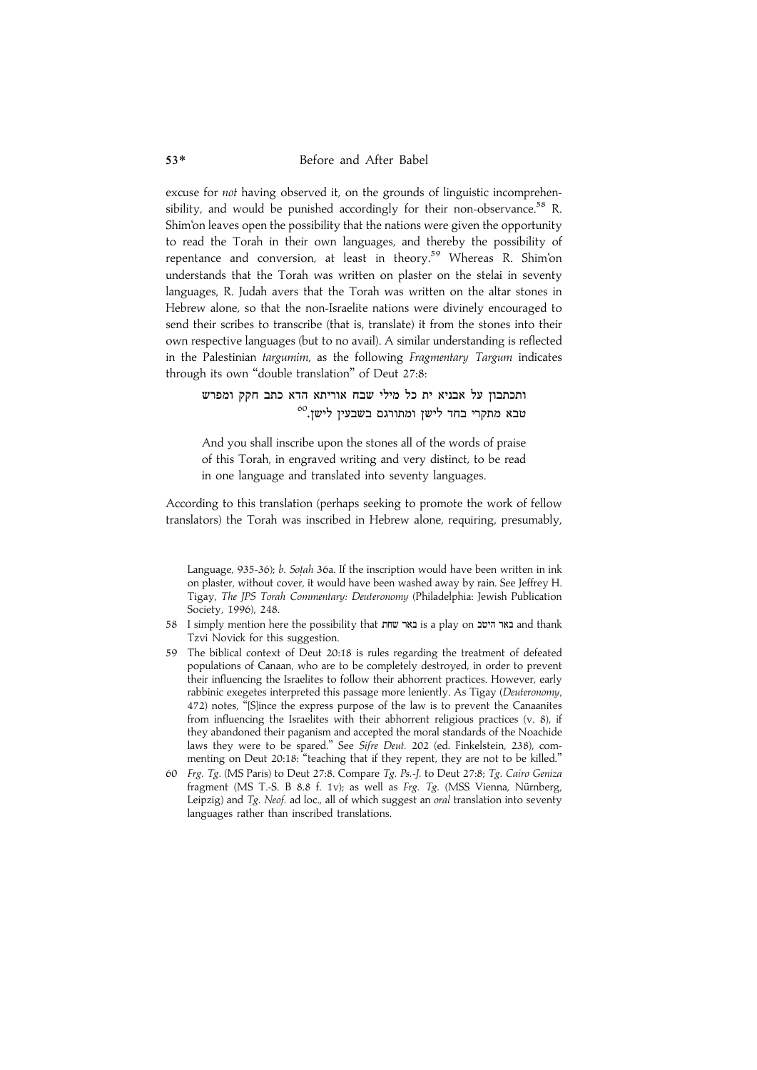excuse for *not* having observed it, on the grounds of linguistic incomprehensibility, and would be punished accordingly for their non-observance.[58] R. Shim'on leaves open the possibility that the nations were given the opportunity to read the Torah in their own languages, and thereby the possibility of repentance and conversion, at least in theory.[59] Whereas R. Shim'on understands that the Torah was written on plaster on the stelai in seventy languages, R. Judah avers that the Torah was written on the altar stones in Hebrew alone, so that the non-Israelite nations were divinely encouraged to send their scribes to transcribe (that is, translate) it from the stones into their own respective languages (but to no avail). A similar understanding is reflected in the Palestinian *targumim*, as the following *Fragmentary Targum* indicates through its own "double translation" of Deut 27:8:

> ותכתבון על אבניא ית כל מילי שבח אוריתא הדא כתב חקק ומפרש טבא מתקרי בחד לישן ומתורגם בשבעין לישן.[60]
>
> And you shall inscribe upon the stones all of the words of praise of this Torah, in engraved writing and very distinct, to be read in one language and translated into seventy languages.

According to this translation (perhaps seeking to promote the work of fellow translators) the Torah was inscribed in Hebrew alone, requiring, presumably,

Language, 935-36); *b. Soṭah* 36a. If the inscription would have been written in ink on plaster, without cover, it would have been washed away by rain. See Jeffrey H. Tigay, *The JPS Torah Commentary: Deuteronomy* (Philadelphia: Jewish Publication Society, 1996), 248.

58 I simply mention here the possibility that באר שחת is a play on באר היטב and thank Tzvi Novick for this suggestion.

59 The biblical context of Deut 20:18 is rules regarding the treatment of defeated populations of Canaan, who are to be completely destroyed, in order to prevent their influencing the Israelites to follow their abhorrent practices. However, early rabbinic exegetes interpreted this passage more leniently. As Tigay (*Deuteronomy*, 472) notes, "[S]ince the express purpose of the law is to prevent the Canaanites from influencing the Israelites with their abhorrent religious practices (v. 8), if they abandoned their paganism and accepted the moral standards of the Noachide laws they were to be spared." See *Sifre Deut.* 202 (ed. Finkelstein, 238), commenting on Deut 20:18: "teaching that if they repent, they are not to be killed."

60 *Frg. Tg.* (MS Paris) to Deut 27:8. Compare *Tg. Ps.-J.* to Deut 27:8; *Tg. Cairo Geniza* fragment (MS T.-S. B 8.8 f. 1v); as well as *Frg. Tg.* (MSS Vienna, Nürnberg, Leipzig) and *Tg. Neof.* ad loc., all of which suggest an *oral* translation into seventy languages rather than inscribed translations.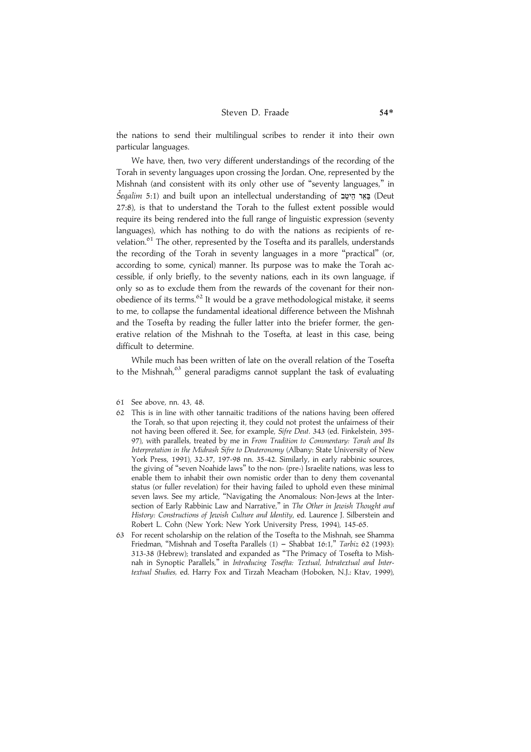the nations to send their multilingual scribes to render it into their own particular languages.

We have, then, two very different understandings of the recording of the Torah in seventy languages upon crossing the Jordan. One, represented by the Mishnah (and consistent with its only other use of "seventy languages," in *Šeqalim* 5:1) and built upon an intellectual understanding of בַּאֵר הֵיטֵב (Deut 27:8), is that to understand the Torah to the fullest extent possible would require its being rendered into the full range of linguistic expression (seventy languages), which has nothing to do with the nations as recipients of revelation.[61] The other, represented by the Tosefta and its parallels, understands the recording of the Torah in seventy languages in a more "practical" (or, according to some, cynical) manner. Its purpose was to make the Torah accessible, if only briefly, to the seventy nations, each in its own language, if only so as to exclude them from the rewards of the covenant for their nonobedience of its terms.[62] It would be a grave methodological mistake, it seems to me, to collapse the fundamental ideational difference between the Mishnah and the Tosefta by reading the fuller latter into the briefer former, the generative relation of the Mishnah to the Tosefta, at least in this case, being difficult to determine.

While much has been written of late on the overall relation of the Tosefta to the Mishnah,[63] general paradigms cannot supplant the task of evaluating

61 See above, nn. 43, 48.

62 This is in line with other tannaitic traditions of the nations having been offered the Torah, so that upon rejecting it, they could not protest the unfairness of their not having been offered it. See, for example, *Sifre Deut.* 343 (ed. Finkelstein, 395-97), with parallels, treated by me in *From Tradition to Commentary: Torah and Its Interpretation in the Midrash Sifre to Deuteronomy* (Albany: State University of New York Press, 1991), 32-37, 197-98 nn. 35-42. Similarly, in early rabbinic sources, the giving of "seven Noahide laws" to the non- (pre-) Israelite nations, was less to enable them to inhabit their own nomistic order than to deny them covenantal status (or fuller revelation) for their having failed to uphold even these minimal seven laws. See my article, "Navigating the Anomalous: Non-Jews at the Intersection of Early Rabbinic Law and Narrative," in *The Other in Jewish Thought and History: Constructions of Jewish Culture and Identity*, ed. Laurence J. Silberstein and Robert L. Cohn (New York: New York University Press, 1994), 145-65.

63 For recent scholarship on the relation of the Tosefta to the Mishnah, see Shamma Friedman, "Mishnah and Tosefta Parallels (1) – Shabbat 16:1," *Tarbiz* 62 (1993): 313-38 (Hebrew); translated and expanded as "The Primacy of Tosefta to Mishnah in Synoptic Parallels," in *Introducing Tosefta: Textual, Intratextual and Intertextual Studies*, ed. Harry Fox and Tirzah Meacham (Hoboken, N.J.: Ktav, 1999),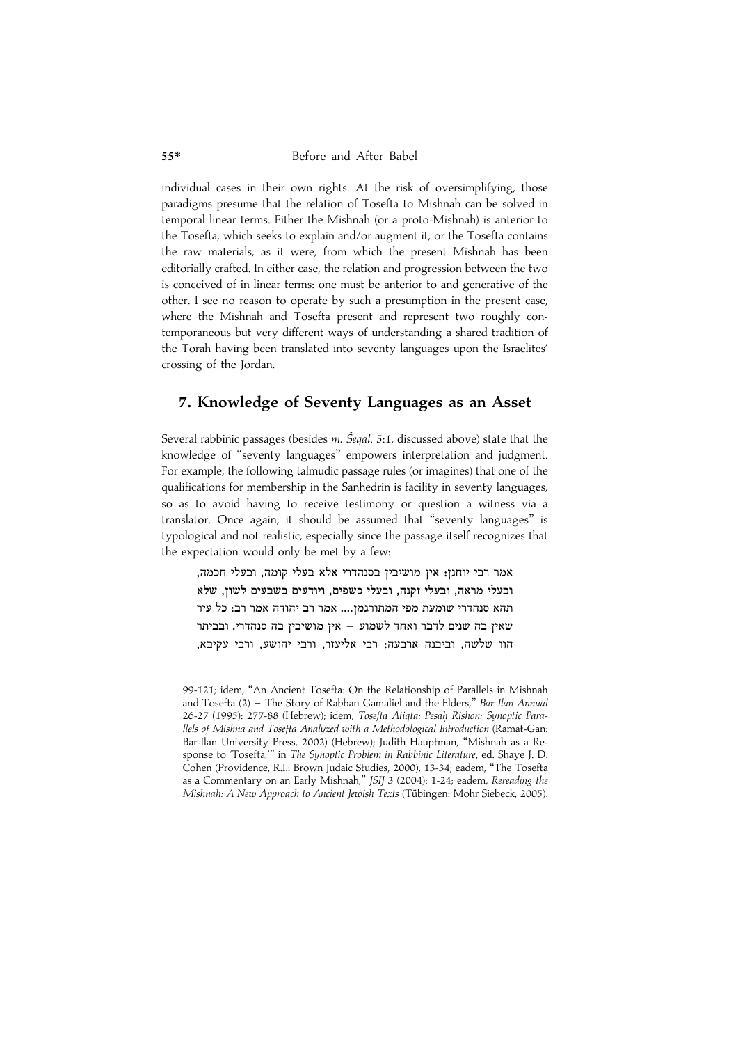individual cases in their own rights. At the risk of oversimplifying, those paradigms presume that the relation of Tosefta to Mishnah can be solved in temporal linear terms. Either the Mishnah (or a proto-Mishnah) is anterior to the Tosefta, which seeks to explain and/or augment it, or the Tosefta contains the raw materials, as it were, from which the present Mishnah has been editorially crafted. In either case, the relation and progression between the two is conceived of in linear terms: one must be anterior to and generative of the other. I see no reason to operate by such a presumption in the present case, where the Mishnah and Tosefta present and represent two roughly contemporaneous but very different ways of understanding a shared tradition of the Torah having been translated into seventy languages upon the Israelites' crossing of the Jordan.

## 7. Knowledge of Seventy Languages as an Asset

Several rabbinic passages (besides *m. Šeqal*. 5:1, discussed above) state that the knowledge of "seventy languages" empowers interpretation and judgment. For example, the following talmudic passage rules (or imagines) that one of the qualifications for membership in the Sanhedrin is facility in seventy languages, so as to avoid having to receive testimony or question a witness via a translator. Once again, it should be assumed that "seventy languages" is typological and not realistic, especially since the passage itself recognizes that the expectation would only be met by a few:

> אמר רבי יוחנן: אין מושיבין בסנהדרי אלא בעלי קומה, ובעלי חכמה, ובעלי מראה, ובעלי זקנה, ובעלי כשפים, ויודעים בשבעים לשון, שלא תהא סנהדרי שומעת מפי המתורגמן.... אמר רב יהודה אמר רב: כל עיר שאין בה שנים לדבר ואחד לשמוע – אין מושיבין בה סנהדרי. ובביתר הוו שלשה, וביבנה ארבעה: רבי אליעזר, ורבי יהושע, ורבי עקיבא,

99-121; idem, "An Ancient Tosefta: On the Relationship of Parallels in Mishnah and Tosefta (2) – The Story of Rabban Gamaliel and the Elders," *Bar Ilan Annual* 26-27 (1995): 277-88 (Hebrew); idem, *Tosefta Atiqta: Pesaḥ Rishon: Synoptic Parallels of Mishna and Tosefta Analyzed with a Methodological Introduction* (Ramat-Gan: Bar-Ilan University Press, 2002) (Hebrew); Judith Hauptman, "Mishnah as a Response to 'Tosefta,'" in *The Synoptic Problem in Rabbinic Literature*, ed. Shaye J. D. Cohen (Providence, R.I.: Brown Judaic Studies, 2000), 13-34; eadem, "The Tosefta as a Commentary on an Early Mishnah," *JSIJ* 3 (2004): 1-24; eadem, *Rereading the Mishnah: A New Approach to Ancient Jewish Texts* (Tübingen: Mohr Siebeck, 2005).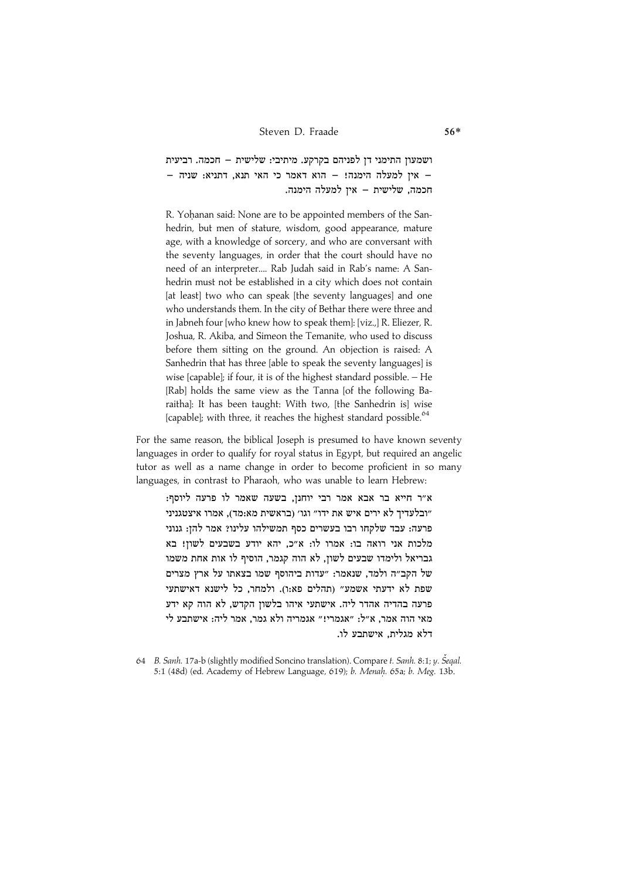ושמעון התימני דן לפניהם בקרקע. מיתיבי: שלישית – חכמה. רביעית – אין למעלה הימנה! – הוא דאמר כי האי תנא, דתניא: שניה – חכמה, שלישית – אין למעלה הימנה.

> R. Yoḥanan said: None are to be appointed members of the Sanhedrin, but men of stature, wisdom, good appearance, mature age, with a knowledge of sorcery, and who are conversant with the seventy languages, in order that the court should have no need of an interpreter.... Rab Judah said in Rab's name: A Sanhedrin must not be established in a city which does not contain [at least] two who can speak [the seventy languages] and one who understands them. In the city of Bethar there were three and in Jabneh four [who knew how to speak them]: [viz.,] R. Eliezer, R. Joshua, R. Akiba, and Simeon the Temanite, who used to discuss before them sitting on the ground. An objection is raised: A Sanhedrin that has three [able to speak the seventy languages] is wise [capable]; if four, it is of the highest standard possible. – He [Rab] holds the same view as the Tanna [of the following Baraitha]: It has been taught: With two, [the Sanhedrin is] wise [capable]; with three, it reaches the highest standard possible.[64]

For the same reason, the biblical Joseph is presumed to have known seventy languages in order to qualify for royal status in Egypt, but required an angelic tutor as well as a name change in order to become proficient in so many languages, in contrast to Pharaoh, who was unable to learn Hebrew:

א"ר חייא בר אבא אמר רבי יוחנן, בשעה שאמר לו פרעה ליוסף: "ובלעדיך לא ירים איש את ידו" וגו' (בראשית מא:מד), אמרו איצטגניני פרעה: עבד שלקחו רבו בעשרים כסף תמשילהו עלינו? אמר להן: גנוני מלכות אני רואה בו: אמרו לו: א"כ, יהא יודע בשבעים לשון! בא גבריאל ולימדו שבעים לשון, לא הוה קגמר, הוסיף לו אות אחת משמו של הקב"ה ולמד, שנאמר: "עדות ביהוסף שמו בצאתו על ארץ מצרים שפת לא ידעתי אשמע" (תהלים פא:ו). ולמחר, כל לישנא דאישתעי פרעה בהדיה אהדר ליה. אישתעי איהו בלשון הקדש, לא הוה קא ידע מאי הוה אמר, א"ל: "אגמרי!" אגמריה ולא גמר, אמר ליה: אישתבע לי דלא מגלית, אישתבע לו.

64 *B. Sanh.* 17a-b (slightly modified Soncino translation). Compare *t. Sanh.* 8:1; *y. Šeqal.* 5:1 (48d) (ed. Academy of Hebrew Language, 619); *b. Menaḥ.* 65a; *b. Meg.* 13b.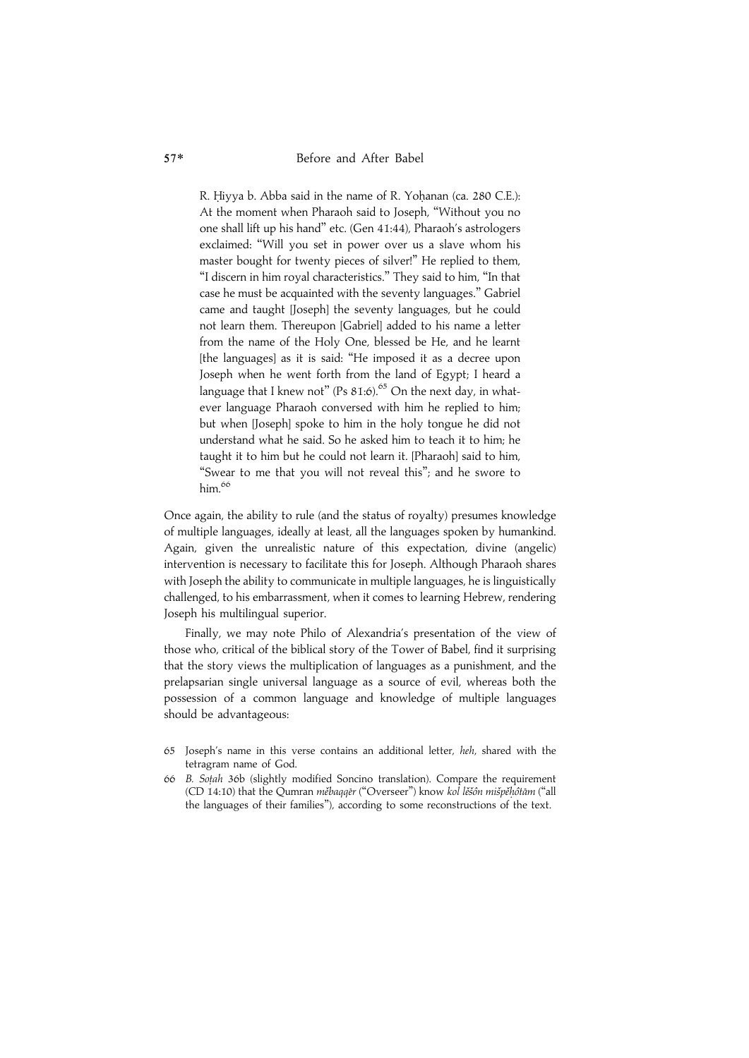> R. Ḥiyya b. Abba said in the name of R. Yoḥanan (ca. 280 C.E.): At the moment when Pharaoh said to Joseph, "Without you no one shall lift up his hand" etc. (Gen 41:44), Pharaoh's astrologers exclaimed: "Will you set in power over us a slave whom his master bought for twenty pieces of silver!" He replied to them, "I discern in him royal characteristics." They said to him, "In that case he must be acquainted with the seventy languages." Gabriel came and taught [Joseph] the seventy languages, but he could not learn them. Thereupon [Gabriel] added to his name a letter from the name of the Holy One, blessed be He, and he learnt [the languages] as it is said: "He imposed it as a decree upon Joseph when he went forth from the land of Egypt; I heard a language that I knew not" (Ps 81:6).[65] On the next day, in whatever language Pharaoh conversed with him he replied to him; but when [Joseph] spoke to him in the holy tongue he did not understand what he said. So he asked him to teach it to him; he taught it to him but he could not learn it. [Pharaoh] said to him, "Swear to me that you will not reveal this"; and he swore to him.[66]

Once again, the ability to rule (and the status of royalty) presumes knowledge of multiple languages, ideally at least, all the languages spoken by humankind. Again, given the unrealistic nature of this expectation, divine (angelic) intervention is necessary to facilitate this for Joseph. Although Pharaoh shares with Joseph the ability to communicate in multiple languages, he is linguistically challenged, to his embarrassment, when it comes to learning Hebrew, rendering Joseph his multilingual superior.

Finally, we may note Philo of Alexandria's presentation of the view of those who, critical of the biblical story of the Tower of Babel, find it surprising that the story views the multiplication of languages as a punishment, and the prelapsarian single universal language as a source of evil, whereas both the possession of a common language and knowledge of multiple languages should be advantageous:

65 Joseph's name in this verse contains an additional letter, *heh*, shared with the tetragram name of God.

66 *B. Soṭah* 36b (slightly modified Soncino translation). Compare the requirement (CD 14:10) that the Qumran *mĕbaqqēr* ("Overseer") know *kol lĕšôn mišpĕḥôtām* ("all the languages of their families"), according to some reconstructions of the text.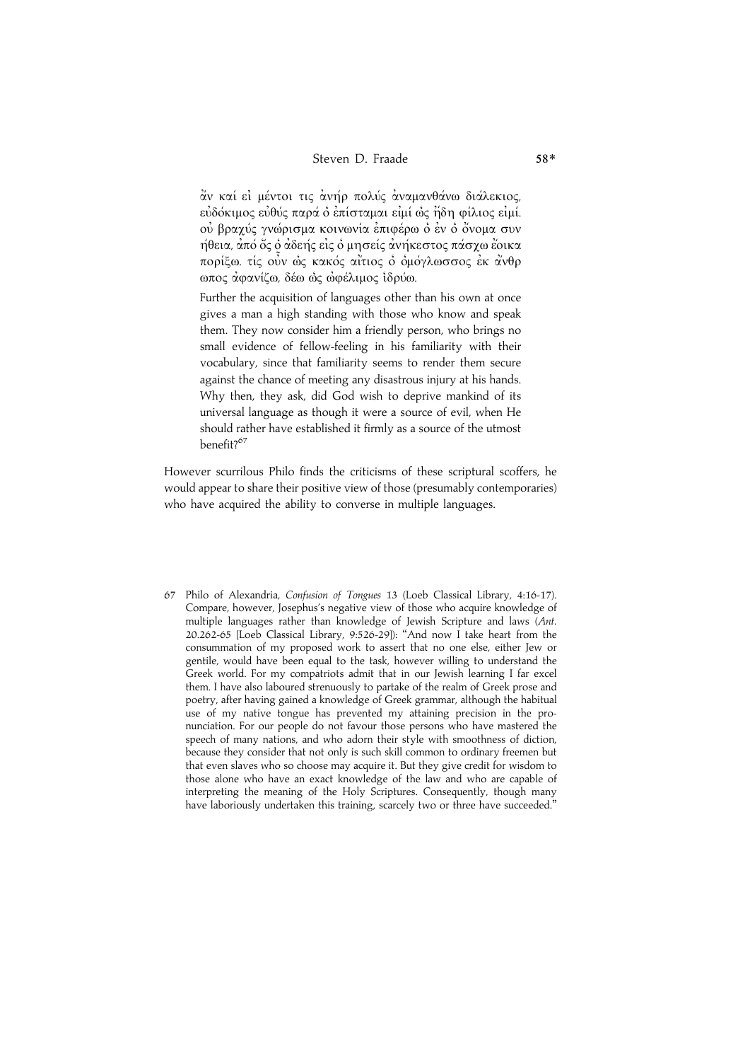ἄν καί εἰ μέντοι τις ἀνήρ πολύς ἀναμανθάνω διάλεκιος, εὐδόκιμος εὐθύς παρά ὁ ἐπίσταμαι εἰμί ὡς ἤδη φίλιος εἰμί. οὐ βραχύς γνώρισμα κοινωνία ἐπιφέρω ὁ ἐν ὁ ὄνομα συν ήθεια, ἀπό ὅς ὁ ἀδεής εἰς ὁ μησείς ἀνήκεστος πάσχω ἔοικα πορίζω. τίς οὖν ὡς κακός αἴτιος ὁ ὁμόγλωσσος ἐκ ἄνθρ ωπος ἀφανίζω, δέω ὡς ὠφέλιμος ἱδρύω.

Further the acquisition of languages other than his own at once gives a man a high standing with those who know and speak them. They now consider him a friendly person, who brings no small evidence of fellow-feeling in his familiarity with their vocabulary, since that familiarity seems to render them secure against the chance of meeting any disastrous injury at his hands. Why then, they ask, did God wish to deprive mankind of its universal language as though it were a source of evil, when He should rather have established it firmly as a source of the utmost benefit?[67]

However scurrilous Philo finds the criticisms of these scriptural scoffers, he would appear to share their positive view of those (presumably contemporaries) who have acquired the ability to converse in multiple languages.

67 Philo of Alexandria, *Confusion of Tongues* 13 (Loeb Classical Library, 4:16-17). Compare, however, Josephus's negative view of those who acquire knowledge of multiple languages rather than knowledge of Jewish Scripture and laws (*Ant.* 20.262-65 [Loeb Classical Library, 9:526-29]): "And now I take heart from the consummation of my proposed work to assert that no one else, either Jew or gentile, would have been equal to the task, however willing to understand the Greek world. For my compatriots admit that in our Jewish learning I far excel them. I have also laboured strenuously to partake of the realm of Greek prose and poetry, after having gained a knowledge of Greek grammar, although the habitual use of my native tongue has prevented my attaining precision in the pronunciation. For our people do not favour those persons who have mastered the speech of many nations, and who adorn their style with smoothness of diction, because they consider that not only is such skill common to ordinary freemen but that even slaves who so choose may acquire it. But they give credit for wisdom to those alone who have an exact knowledge of the law and who are capable of interpreting the meaning of the Holy Scriptures. Consequently, though many have laboriously undertaken this training, scarcely two or three have succeeded."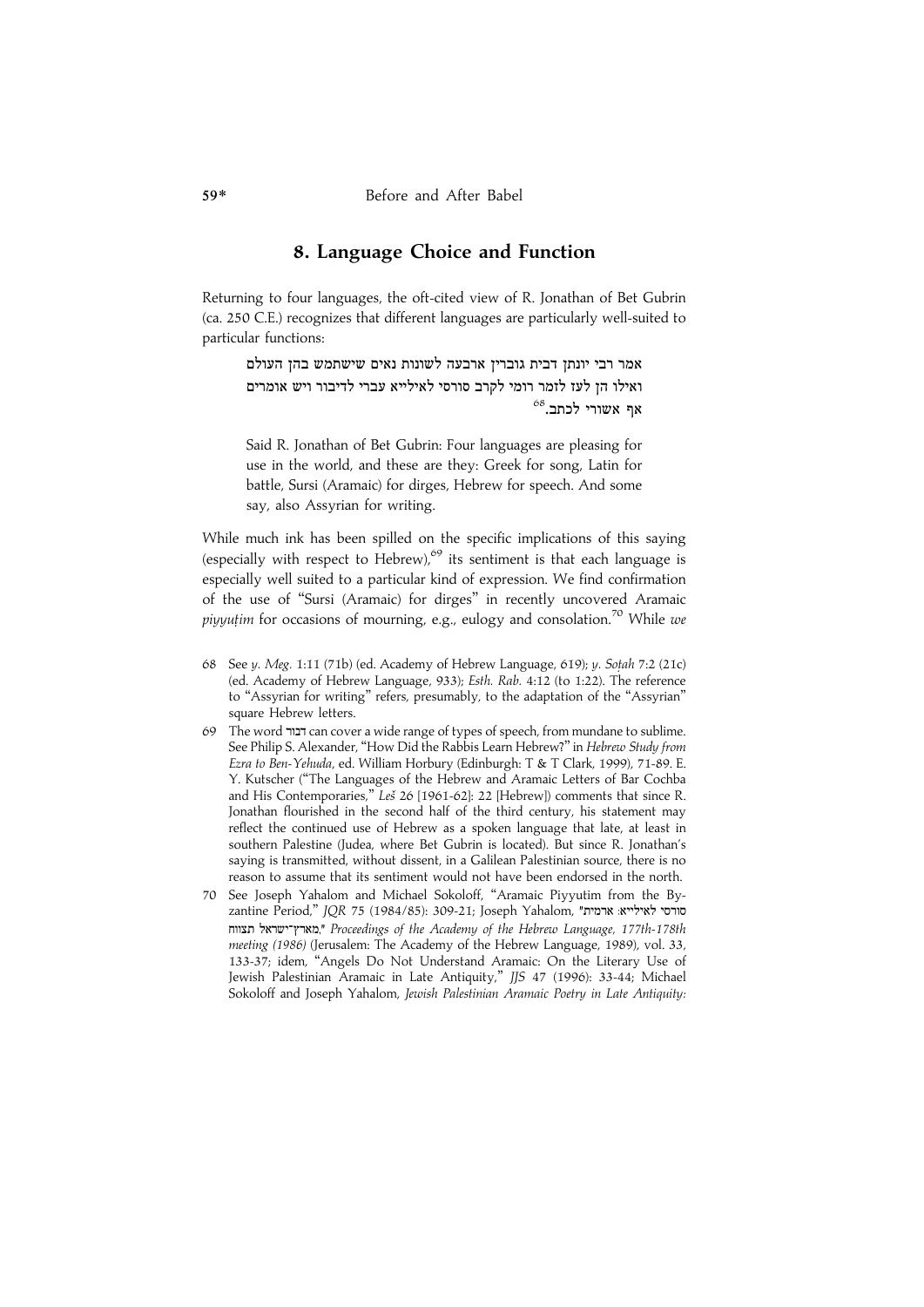## 8. Language Choice and Function

Returning to four languages, the oft-cited view of R. Jonathan of Bet Gubrin (ca. 250 C.E.) recognizes that different languages are particularly well-suited to particular functions:

> אמר רבי יונתן דבית גוברין ארבעה לשונות נאים שישתמש בהן העולם ואילו הן לעז לזמר רומי לקרב סורסי לאילייא עברי לדיבור ויש אומרים אף אשורי לכתב.[68]
>
> Said R. Jonathan of Bet Gubrin: Four languages are pleasing for use in the world, and these are they: Greek for song, Latin for battle, Sursi (Aramaic) for dirges, Hebrew for speech. And some say, also Assyrian for writing.

While much ink has been spilled on the specific implications of this saying (especially with respect to Hebrew),[69] its sentiment is that each language is especially well suited to a particular kind of expression. We find confirmation of the use of "Sursi (Aramaic) for dirges" in recently uncovered Aramaic *piyyuṭim* for occasions of mourning, e.g., eulogy and consolation.[70] While *we*

---

68 See *y. Meg.* 1:11 (71b) (ed. Academy of Hebrew Language, 619); *y. Soṭah* 7:2 (21c) (ed. Academy of Hebrew Language, 933); *Esth. Rab.* 4:12 (to 1:22). The reference to "Assyrian for writing" refers, presumably, to the adaptation of the "Assyrian" square Hebrew letters.

69 The word דבור can cover a wide range of types of speech, from mundane to sublime. See Philip S. Alexander, "How Did the Rabbis Learn Hebrew?" in *Hebrew Study from Ezra to Ben-Yehuda*, ed. William Horbury (Edinburgh: T & T Clark, 1999), 71-89. E. Y. Kutscher ("The Languages of the Hebrew and Aramaic Letters of Bar Cochba and His Contemporaries," *Leš* 26 [1961-62]: 22 [Hebrew]) comments that since R. Jonathan flourished in the second half of the third century, his statement may reflect the continued use of Hebrew as a spoken language that late, at least in southern Palestine (Judea, where Bet Gubrin is located). But since R. Jonathan's saying is transmitted, without dissent, in a Galilean Palestinian source, there is no reason to assume that its sentiment would not have been endorsed in the north.

70 See Joseph Yahalom and Michael Sokoloff, "Aramaic Piyyutim from the Byzantine Period," *JQR* 75 (1984/85): 309-21; Joseph Yahalom, "סורסי לאילייא: ארמית מארץ־ישראל תצווח," *Proceedings of the Academy of the Hebrew Language, 177th-178th meeting (1986)* (Jerusalem: The Academy of the Hebrew Language, 1989), vol. 33, 133-37; idem, "Angels Do Not Understand Aramaic: On the Literary Use of Jewish Palestinian Aramaic in Late Antiquity," *JJS* 47 (1996): 33-44; Michael Sokoloff and Joseph Yahalom, *Jewish Palestinian Aramaic Poetry in Late Antiquity:*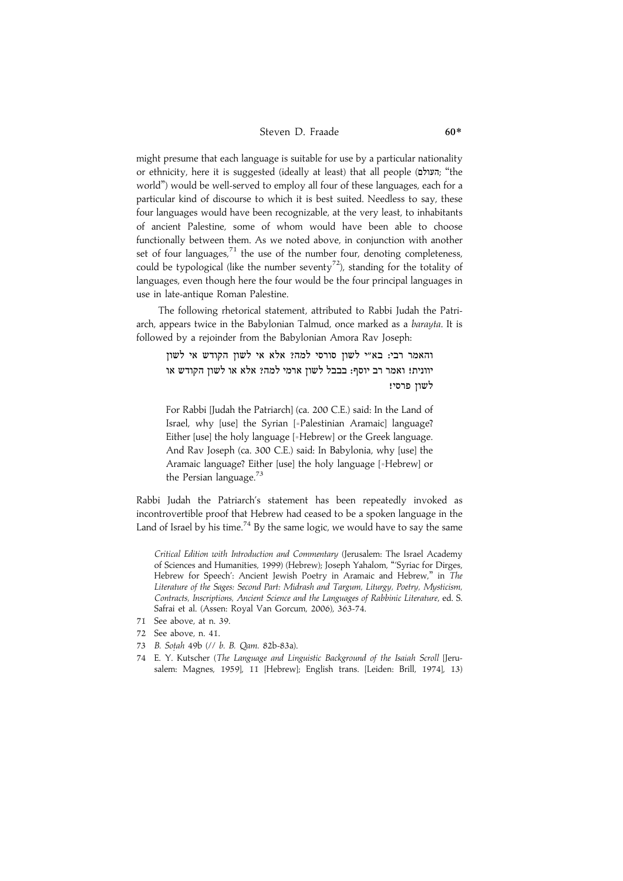might presume that each language is suitable for use by a particular nationality or ethnicity, here it is suggested (ideally at least) that all people (העולם; "the world") would be well-served to employ all four of these languages, each for a particular kind of discourse to which it is best suited. Needless to say, these four languages would have been recognizable, at the very least, to inhabitants of ancient Palestine, some of whom would have been able to choose functionally between them. As we noted above, in conjunction with another set of four languages,[71] the use of the number four, denoting completeness, could be typological (like the number seventy[72]), standing for the totality of languages, even though here the four would be the four principal languages in use in late-antique Roman Palestine.

The following rhetorical statement, attributed to Rabbi Judah the Patriarch, appears twice in the Babylonian Talmud, once marked as a *barayta*. It is followed by a rejoinder from the Babylonian Amora Rav Joseph:

> והאמר רבי: בא"י לשון סורסי למה? אלא אי לשון הקודש אי לשון יוונית! ואמר רב יוסף: בבבל לשון ארמי למה? אלא או לשון הקודש או לשון פרסי!
>
> For Rabbi [Judah the Patriarch] (ca. 200 C.E.) said: In the Land of Israel, why [use] the Syrian [=Palestinian Aramaic] language? Either [use] the holy language [=Hebrew] or the Greek language. And Rav Joseph (ca. 300 C.E.) said: In Babylonia, why [use] the Aramaic language? Either [use] the holy language [=Hebrew] or the Persian language.[73]

Rabbi Judah the Patriarch's statement has been repeatedly invoked as incontrovertible proof that Hebrew had ceased to be a spoken language in the Land of Israel by his time.[74] By the same logic, we would have to say the same

*Critical Edition with Introduction and Commentary* (Jerusalem: The Israel Academy of Sciences and Humanities, 1999) (Hebrew); Joseph Yahalom, "'Syriac for Dirges, Hebrew for Speech': Ancient Jewish Poetry in Aramaic and Hebrew," in *The Literature of the Sages: Second Part: Midrash and Targum, Liturgy, Poetry, Mysticism, Contracts, Inscriptions, Ancient Science and the Languages of Rabbinic Literature*, ed. S. Safrai et al. (Assen: Royal Van Gorcum, 2006), 363-74.

71 See above, at n. 39.

72 See above, n. 41.

73 *B. Soṭah* 49b (// *b. B. Qam.* 82b-83a).

74 E. Y. Kutscher (*The Language and Linguistic Background of the Isaiah Scroll* [Jerusalem: Magnes, 1959], 11 [Hebrew]; English trans. [Leiden: Brill, 1974], 13)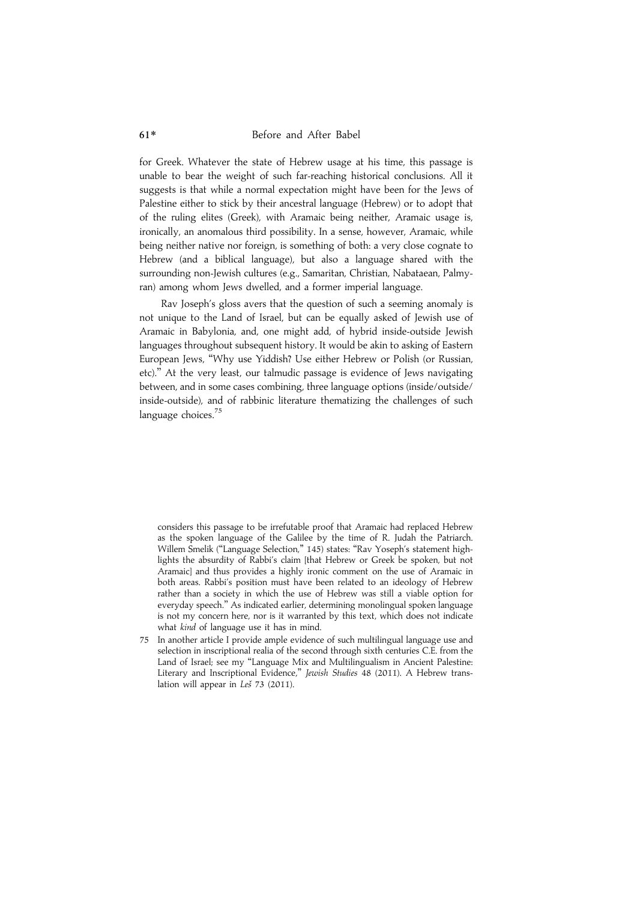for Greek. Whatever the state of Hebrew usage at his time, this passage is unable to bear the weight of such far-reaching historical conclusions. All it suggests is that while a normal expectation might have been for the Jews of Palestine either to stick by their ancestral language (Hebrew) or to adopt that of the ruling elites (Greek), with Aramaic being neither, Aramaic usage is, ironically, an anomalous third possibility. In a sense, however, Aramaic, while being neither native nor foreign, is something of both: a very close cognate to Hebrew (and a biblical language), but also a language shared with the surrounding non-Jewish cultures (e.g., Samaritan, Christian, Nabataean, Palmyran) among whom Jews dwelled, and a former imperial language.

Rav Joseph's gloss avers that the question of such a seeming anomaly is not unique to the Land of Israel, but can be equally asked of Jewish use of Aramaic in Babylonia, and, one might add, of hybrid inside-outside Jewish languages throughout subsequent history. It would be akin to asking of Eastern European Jews, "Why use Yiddish? Use either Hebrew or Polish (or Russian, etc)." At the very least, our talmudic passage is evidence of Jews navigating between, and in some cases combining, three language options (inside/outside/inside-outside), and of rabbinic literature thematizing the challenges of such language choices.[75]

---

considers this passage to be irrefutable proof that Aramaic had replaced Hebrew as the spoken language of the Galilee by the time of R. Judah the Patriarch. Willem Smelik ("Language Selection," 145) states: "Rav Yoseph's statement highlights the absurdity of Rabbi's claim [that Hebrew or Greek be spoken, but not Aramaic] and thus provides a highly ironic comment on the use of Aramaic in both areas. Rabbi's position must have been related to an ideology of Hebrew rather than a society in which the use of Hebrew was still a viable option for everyday speech." As indicated earlier, determining monolingual spoken language is not my concern here, nor is it warranted by this text, which does not indicate what *kind* of language use it has in mind.

75 In another article I provide ample evidence of such multilingual language use and selection in inscriptional realia of the second through sixth centuries C.E. from the Land of Israel; see my "Language Mix and Multilingualism in Ancient Palestine: Literary and Inscriptional Evidence," *Jewish Studies* 48 (2011). A Hebrew translation will appear in *Leš* 73 (2011).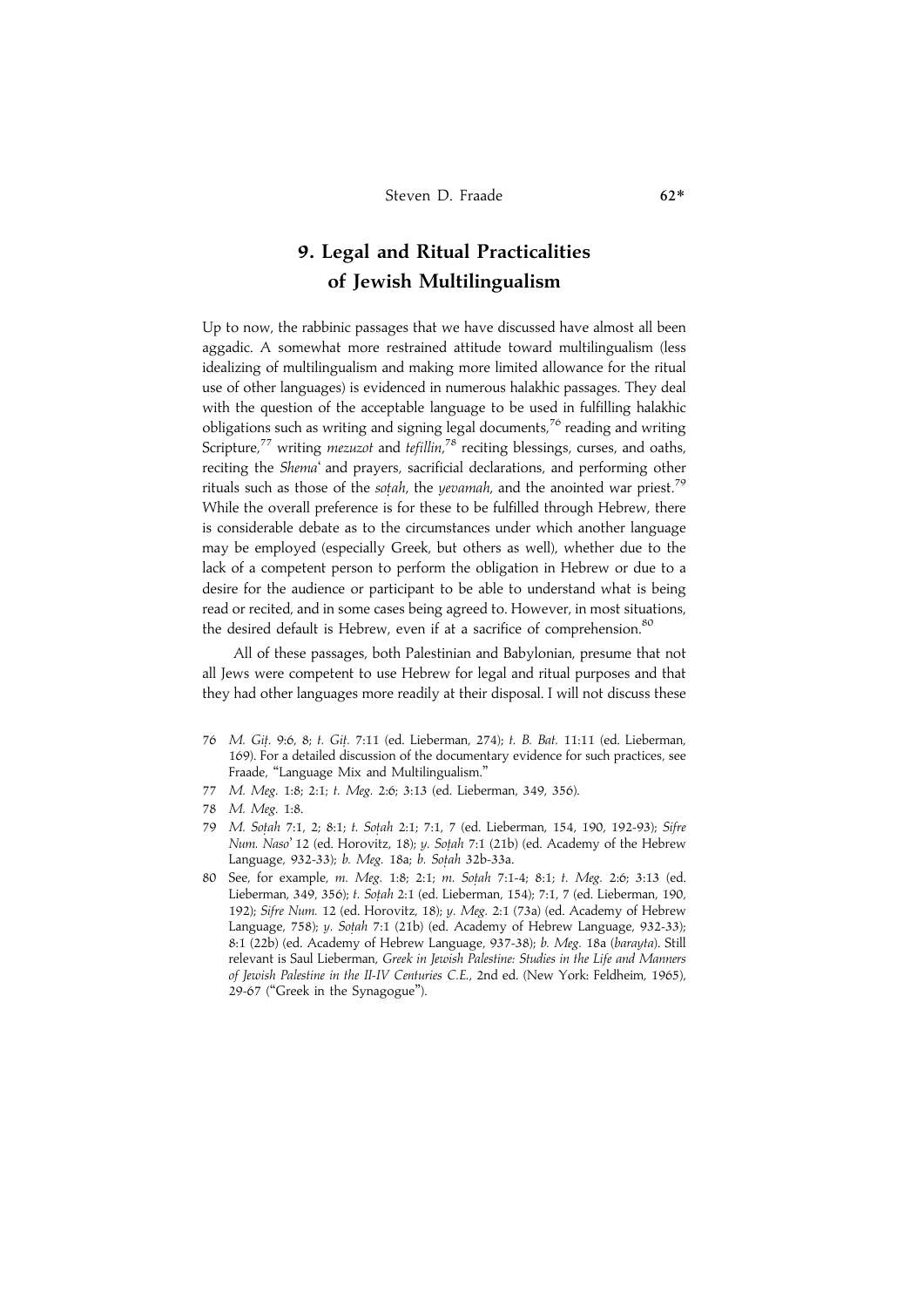## 9. Legal and Ritual Practicalities of Jewish Multilingualism

Up to now, the rabbinic passages that we have discussed have almost all been aggadic. A somewhat more restrained attitude toward multilingualism (less idealizing of multilingualism and making more limited allowance for the ritual use of other languages) is evidenced in numerous halakhic passages. They deal with the question of the acceptable language to be used in fulfilling halakhic obligations such as writing and signing legal documents,[76] reading and writing Scripture,[77] writing *mezuzot* and *tefillin*,[78] reciting blessings, curses, and oaths, reciting the *Shema*ʿ and prayers, sacrificial declarations, and performing other rituals such as those of the *soṭah*, the *yevamah*, and the anointed war priest.[79] While the overall preference is for these to be fulfilled through Hebrew, there is considerable debate as to the circumstances under which another language may be employed (especially Greek, but others as well), whether due to the lack of a competent person to perform the obligation in Hebrew or due to a desire for the audience or participant to be able to understand what is being read or recited, and in some cases being agreed to. However, in most situations, the desired default is Hebrew, even if at a sacrifice of comprehension.[80]

All of these passages, both Palestinian and Babylonian, presume that not all Jews were competent to use Hebrew for legal and ritual purposes and that they had other languages more readily at their disposal. I will not discuss these

76 *M. Giṭ.* 9:6, 8; *t. Giṭ.* 7:11 (ed. Lieberman, 274); *t. B. Bat.* 11:11 (ed. Lieberman, 169). For a detailed discussion of the documentary evidence for such practices, see Fraade, "Language Mix and Multilingualism."

77 *M. Meg.* 1:8; 2:1; *t. Meg.* 2:6; 3:13 (ed. Lieberman, 349, 356).

78 *M. Meg.* 1:8.

79 *M. Soṭah* 7:1, 2; 8:1; *t. Soṭah* 2:1; 7:1, 7 (ed. Lieberman, 154, 190, 192-93); *Sifre Num. Naso*ʾ 12 (ed. Horovitz, 18); *y. Soṭah* 7:1 (21b) (ed. Academy of the Hebrew Language, 932-33); *b. Meg.* 18a; *b. Soṭah* 32b-33a.

80 See, for example, *m. Meg.* 1:8; 2:1; *m. Soṭah* 7:1-4; 8:1; *t. Meg.* 2:6; 3:13 (ed. Lieberman, 349, 356); *t. Soṭah* 2:1 (ed. Lieberman, 154); 7:1, 7 (ed. Lieberman, 190, 192); *Sifre Num.* 12 (ed. Horovitz, 18); *y. Meg.* 2:1 (73a) (ed. Academy of Hebrew Language, 758); *y. Soṭah* 7:1 (21b) (ed. Academy of Hebrew Language, 932-33); 8:1 (22b) (ed. Academy of Hebrew Language, 937-38); *b. Meg.* 18a (*barayta*). Still relevant is Saul Lieberman, *Greek in Jewish Palestine: Studies in the Life and Manners of Jewish Palestine in the II-IV Centuries C.E.*, 2nd ed. (New York: Feldheim, 1965), 29-67 ("Greek in the Synagogue").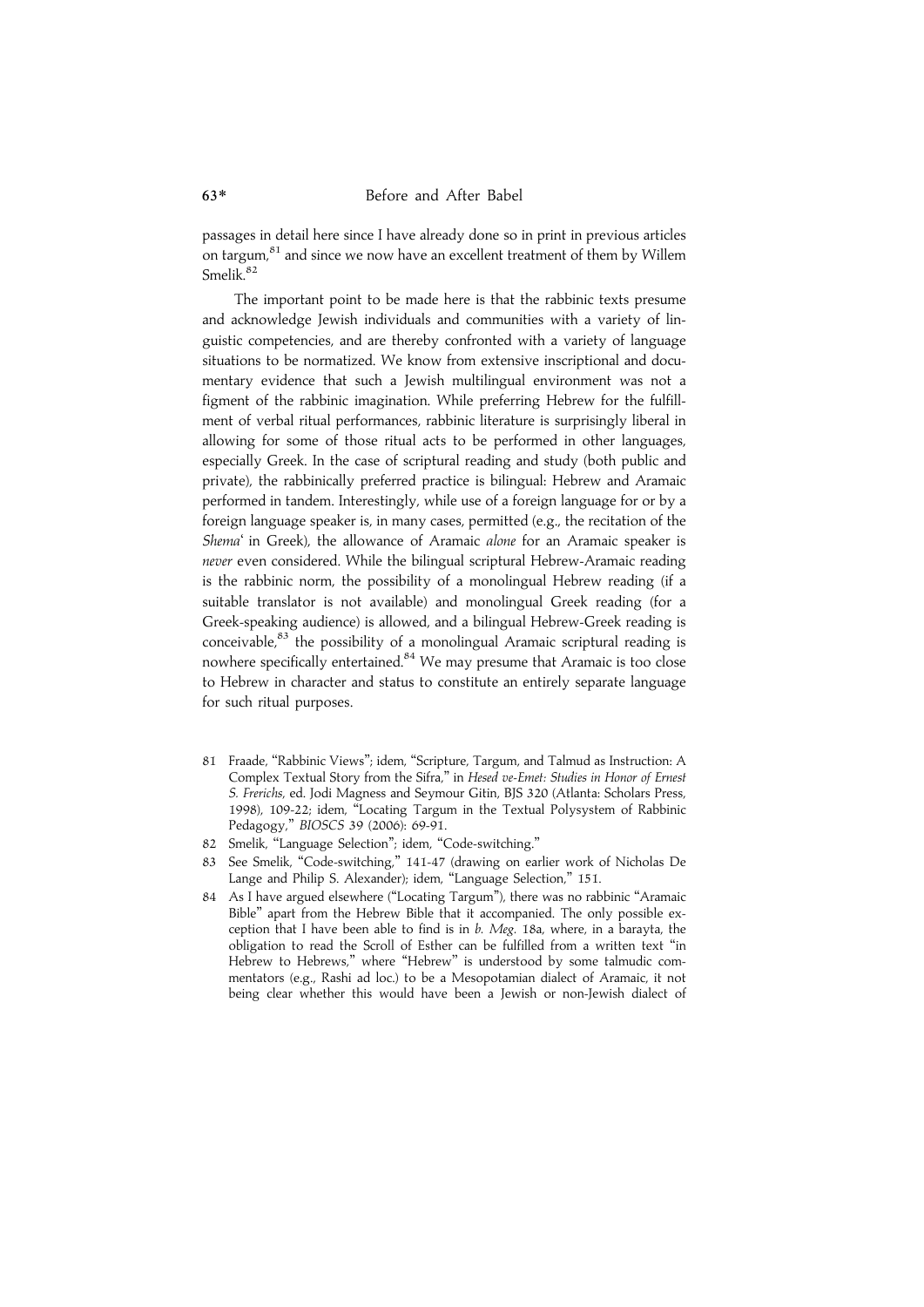passages in detail here since I have already done so in print in previous articles on targum,[81] and since we now have an excellent treatment of them by Willem Smelik.[82]

The important point to be made here is that the rabbinic texts presume and acknowledge Jewish individuals and communities with a variety of linguistic competencies, and are thereby confronted with a variety of language situations to be normatized. We know from extensive inscriptional and documentary evidence that such a Jewish multilingual environment was not a figment of the rabbinic imagination. While preferring Hebrew for the fulfillment of verbal ritual performances, rabbinic literature is surprisingly liberal in allowing for some of those ritual acts to be performed in other languages, especially Greek. In the case of scriptural reading and study (both public and private), the rabbinically preferred practice is bilingual: Hebrew and Aramaic performed in tandem. Interestingly, while use of a foreign language for or by a foreign language speaker is, in many cases, permitted (e.g., the recitation of the *Shema*ʿ in Greek), the allowance of Aramaic *alone* for an Aramaic speaker is *never* even considered. While the bilingual scriptural Hebrew-Aramaic reading is the rabbinic norm, the possibility of a monolingual Hebrew reading (if a suitable translator is not available) and monolingual Greek reading (for a Greek-speaking audience) is allowed, and a bilingual Hebrew-Greek reading is conceivable,[83] the possibility of a monolingual Aramaic scriptural reading is nowhere specifically entertained.[84] We may presume that Aramaic is too close to Hebrew in character and status to constitute an entirely separate language for such ritual purposes.

81 Fraade, "Rabbinic Views"; idem, "Scripture, Targum, and Talmud as Instruction: A Complex Textual Story from the Sifra," in *Hesed ve-Emet: Studies in Honor of Ernest S. Frerichs*, ed. Jodi Magness and Seymour Gitin, BJS 320 (Atlanta: Scholars Press, 1998), 109-22; idem, "Locating Targum in the Textual Polysystem of Rabbinic Pedagogy," *BIOSCS* 39 (2006): 69-91.

82 Smelik, "Language Selection"; idem, "Code-switching."

83 See Smelik, "Code-switching," 141-47 (drawing on earlier work of Nicholas De Lange and Philip S. Alexander); idem, "Language Selection," 151.

84 As I have argued elsewhere ("Locating Targum"), there was no rabbinic "Aramaic Bible" apart from the Hebrew Bible that it accompanied. The only possible exception that I have been able to find is in *b. Meg.* 18a, where, in a barayta, the obligation to read the Scroll of Esther can be fulfilled from a written text "in Hebrew to Hebrews," where "Hebrew" is understood by some talmudic commentators (e.g., Rashi ad loc.) to be a Mesopotamian dialect of Aramaic, it not being clear whether this would have been a Jewish or non-Jewish dialect of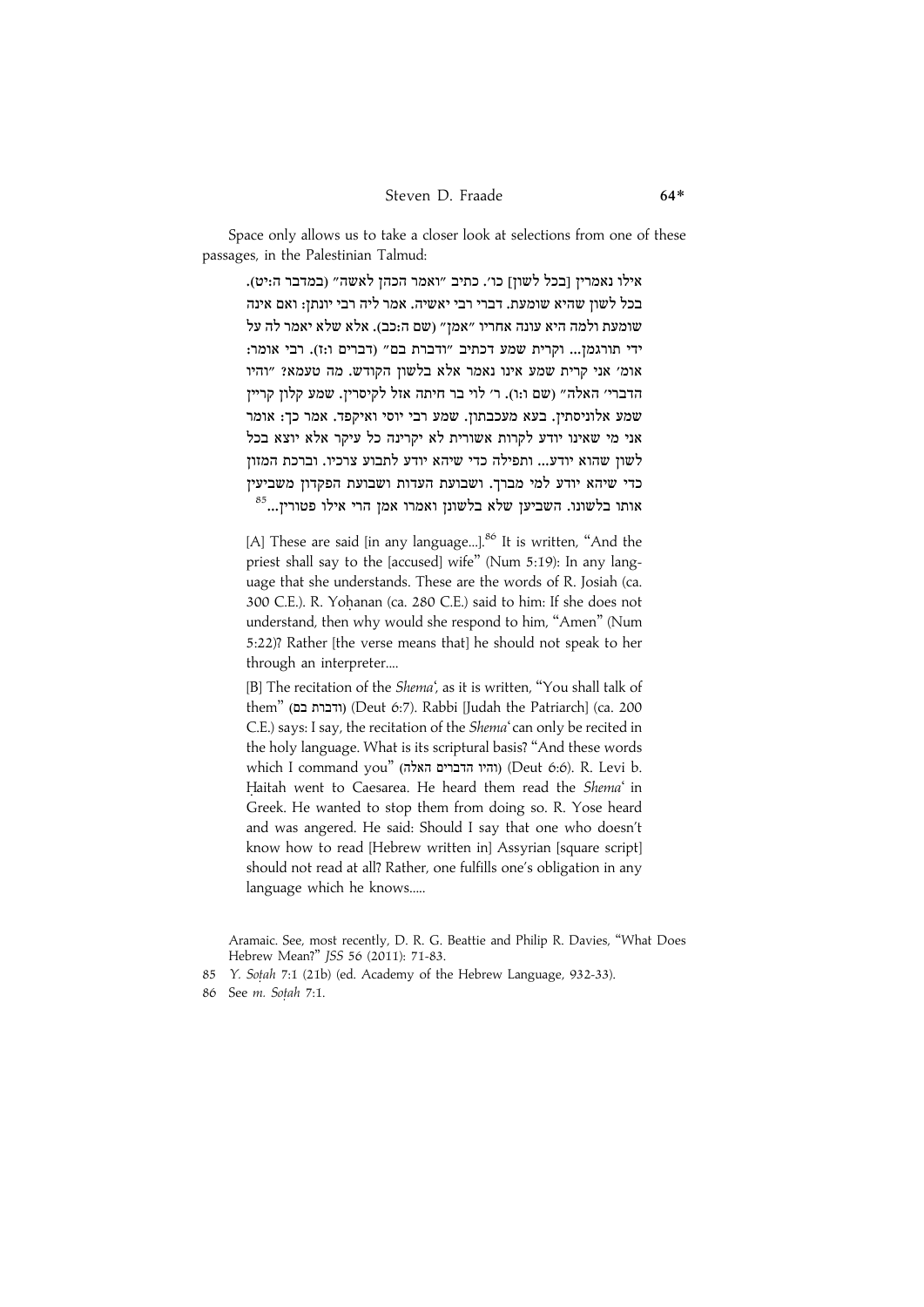Space only allows us to take a closer look at selections from one of these passages, in the Palestinian Talmud:

אילו נאמרין [בכל לשון] כו'. כתיב "ואמר הכהן לאשה" (במדבר ה:יט). בכל לשון שהיא שומעת. דברי רבי יאשיה. אמר ליה רבי יונתן: ואם אינה שומעת ולמה היא עונה אחריו "אמן" (שם ה:כב). אלא שלא יאמר לה על ידי תורגמן... וקרית שמע דכתיב "ודברת בם" (דברים ו:ז). רבי אומר: אומ' אני קרית שמע אינו נאמר אלא בלשון הקודש. מה טעמא? "והיו הדברי' האלה" (שם ו:ו). ר' לוי בר חיתה אזל לקיסרין. שמע קלון קריין שמע אלוניסתין. בעא מעכבתון. שמע רבי יוסי ואיקפד. אמר כך: אומר אני מי שאינו יודע לקרות אשורית לא יקרינה כל עיקר אלא יוצא בכל לשון שהוא יודע... ותפילה כדי שיהא יודע לתבוע צרכיו. וברכת המזון כדי שיהא יודע למי מברך. ושבועת העדות ושבועת הפקדון משביעין אותו בלשונו. השביען שלא בלשונן ואמרו אמן הרי אילו פטורין...[85]

[A] These are said [in any language...].[86] It is written, "And the priest shall say to the [accused] wife" (Num 5:19): In any language that she understands. These are the words of R. Josiah (ca. 300 C.E.). R. Yoḥanan (ca. 280 C.E.) said to him: If she does not understand, then why would she respond to him, "Amen" (Num 5:22)? Rather [the verse means that] he should not speak to her through an interpreter....

[B] The recitation of the *Shema*ʿ, as it is written, "You shall talk of them" (ודברת בם) (Deut 6:7). Rabbi [Judah the Patriarch] (ca. 200 C.E.) says: I say, the recitation of the *Shema*ʿ can only be recited in the holy language. What is its scriptural basis? "And these words which I command you" (והיו הדברים האלה) (Deut 6:6). R. Levi b. Ḥaitah went to Caesarea. He heard them read the *Shema*ʿ in Greek. He wanted to stop them from doing so. R. Yose heard and was angered. He said: Should I say that one who doesn't know how to read [Hebrew written in] Assyrian [square script] should not read at all? Rather, one fulfills one's obligation in any language which he knows.....

Aramaic. See, most recently, D. R. G. Beattie and Philip R. Davies, "What Does Hebrew Mean?" *JSS* 56 (2011): 71-83.

85 *Y. Soṭah* 7:1 (21b) (ed. Academy of the Hebrew Language, 932-33).

86 See *m. Soṭah* 7:1.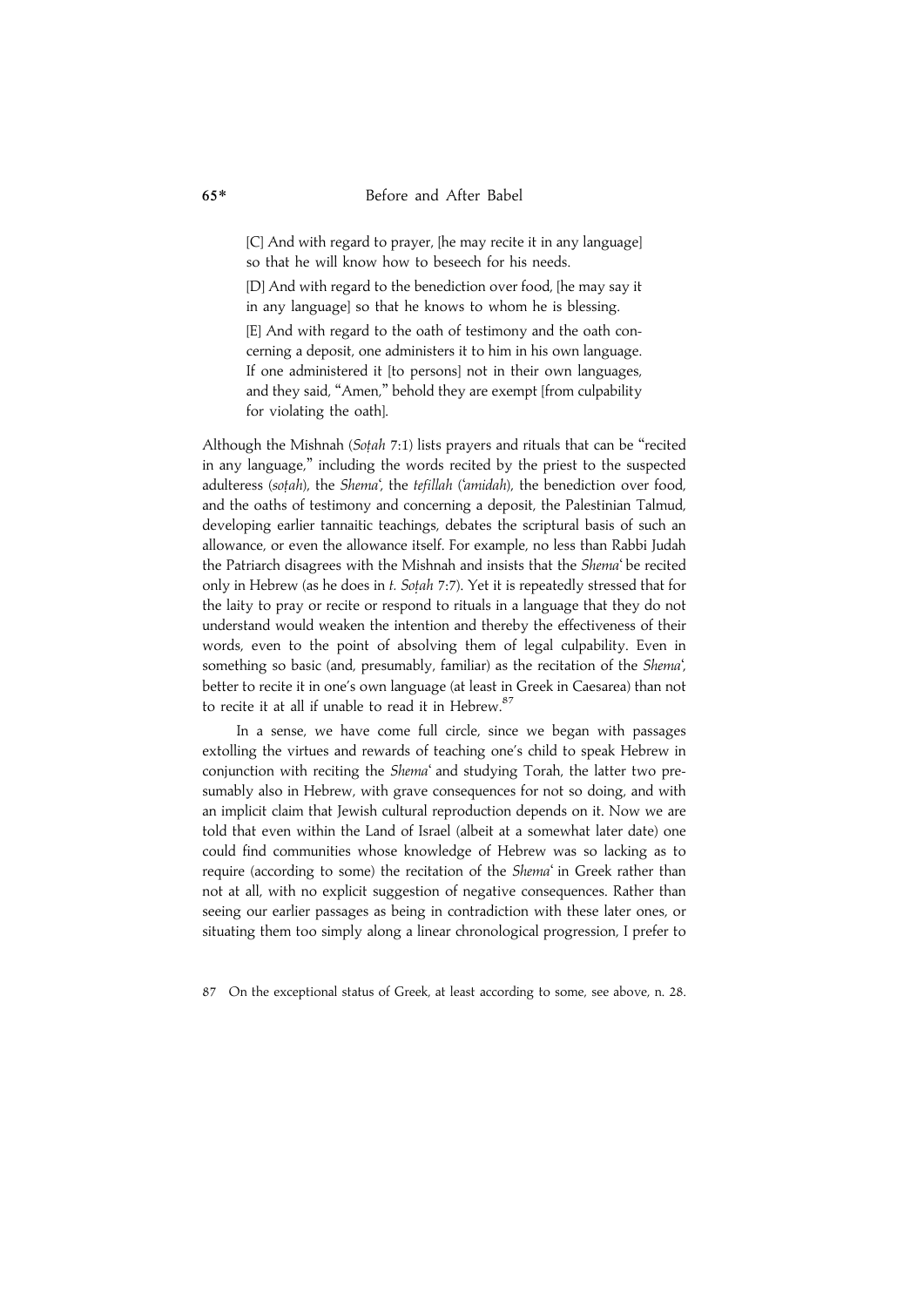> [C] And with regard to prayer, [he may recite it in any language] so that he will know how to beseech for his needs.
>
> [D] And with regard to the benediction over food, [he may say it in any language] so that he knows to whom he is blessing.
>
> [E] And with regard to the oath of testimony and the oath concerning a deposit, one administers it to him in his own language. If one administered it [to persons] not in their own languages, and they said, "Amen," behold they are exempt [from culpability for violating the oath].

Although the Mishnah (*Soṭah* 7:1) lists prayers and rituals that can be "recited in any language," including the words recited by the priest to the suspected adulteress (*soṭah*), the *Shema*ʿ, the *tefillah* (*ʿamidah*), the benediction over food, and the oaths of testimony and concerning a deposit, the Palestinian Talmud, developing earlier tannaitic teachings, debates the scriptural basis of such an allowance, or even the allowance itself. For example, no less than Rabbi Judah the Patriarch disagrees with the Mishnah and insists that the *Shema*ʿ be recited only in Hebrew (as he does in *t. Soṭah* 7:7). Yet it is repeatedly stressed that for the laity to pray or recite or respond to rituals in a language that they do not understand would weaken the intention and thereby the effectiveness of their words, even to the point of absolving them of legal culpability. Even in something so basic (and, presumably, familiar) as the recitation of the *Shema*ʿ, better to recite it in one's own language (at least in Greek in Caesarea) than not to recite it at all if unable to read it in Hebrew.[87]

In a sense, we have come full circle, since we began with passages extolling the virtues and rewards of teaching one's child to speak Hebrew in conjunction with reciting the *Shema*ʿ and studying Torah, the latter two presumably also in Hebrew, with grave consequences for not so doing, and with an implicit claim that Jewish cultural reproduction depends on it. Now we are told that even within the Land of Israel (albeit at a somewhat later date) one could find communities whose knowledge of Hebrew was so lacking as to require (according to some) the recitation of the *Shema*ʿ in Greek rather than not at all, with no explicit suggestion of negative consequences. Rather than seeing our earlier passages as being in contradiction with these later ones, or situating them too simply along a linear chronological progression, I prefer to

87 On the exceptional status of Greek, at least according to some, see above, n. 28.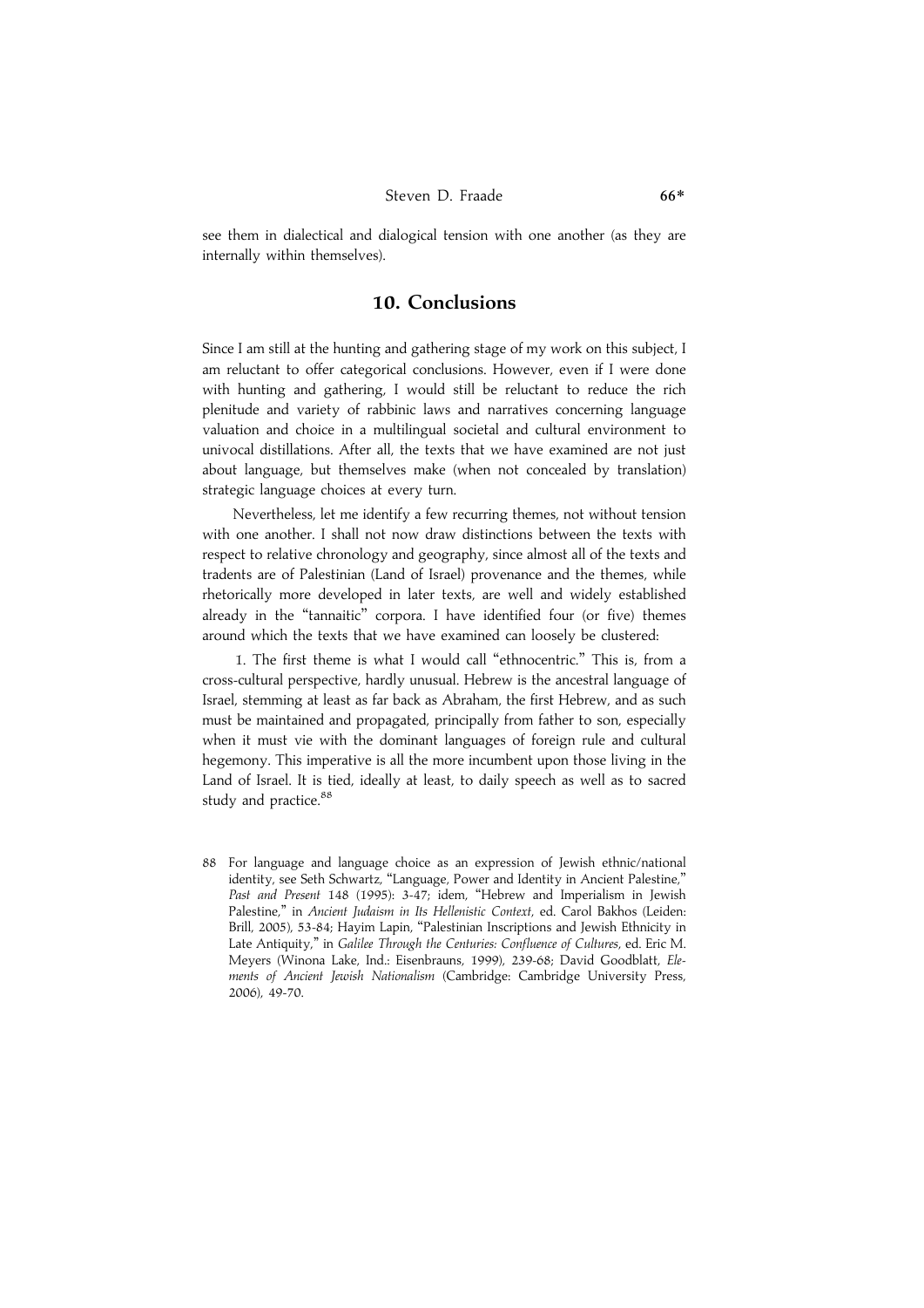see them in dialectical and dialogical tension with one another (as they are internally within themselves).

## 10. Conclusions

Since I am still at the hunting and gathering stage of my work on this subject, I am reluctant to offer categorical conclusions. However, even if I were done with hunting and gathering, I would still be reluctant to reduce the rich plenitude and variety of rabbinic laws and narratives concerning language valuation and choice in a multilingual societal and cultural environment to univocal distillations. After all, the texts that we have examined are not just about language, but themselves make (when not concealed by translation) strategic language choices at every turn.

Nevertheless, let me identify a few recurring themes, not without tension with one another. I shall not now draw distinctions between the texts with respect to relative chronology and geography, since almost all of the texts and tradents are of Palestinian (Land of Israel) provenance and the themes, while rhetorically more developed in later texts, are well and widely established already in the "tannaitic" corpora. I have identified four (or five) themes around which the texts that we have examined can loosely be clustered:

1. The first theme is what I would call "ethnocentric." This is, from a cross-cultural perspective, hardly unusual. Hebrew is the ancestral language of Israel, stemming at least as far back as Abraham, the first Hebrew, and as such must be maintained and propagated, principally from father to son, especially when it must vie with the dominant languages of foreign rule and cultural hegemony. This imperative is all the more incumbent upon those living in the Land of Israel. It is tied, ideally at least, to daily speech as well as to sacred study and practice.[88]

88 For language and language choice as an expression of Jewish ethnic/national identity, see Seth Schwartz, "Language, Power and Identity in Ancient Palestine," *Past and Present* 148 (1995): 3-47; idem, "Hebrew and Imperialism in Jewish Palestine," in *Ancient Judaism in Its Hellenistic Context*, ed. Carol Bakhos (Leiden: Brill, 2005), 53-84; Hayim Lapin, "Palestinian Inscriptions and Jewish Ethnicity in Late Antiquity," in *Galilee Through the Centuries: Confluence of Cultures*, ed. Eric M. Meyers (Winona Lake, Ind.: Eisenbrauns, 1999), 239-68; David Goodblatt, *Elements of Ancient Jewish Nationalism* (Cambridge: Cambridge University Press, 2006), 49-70.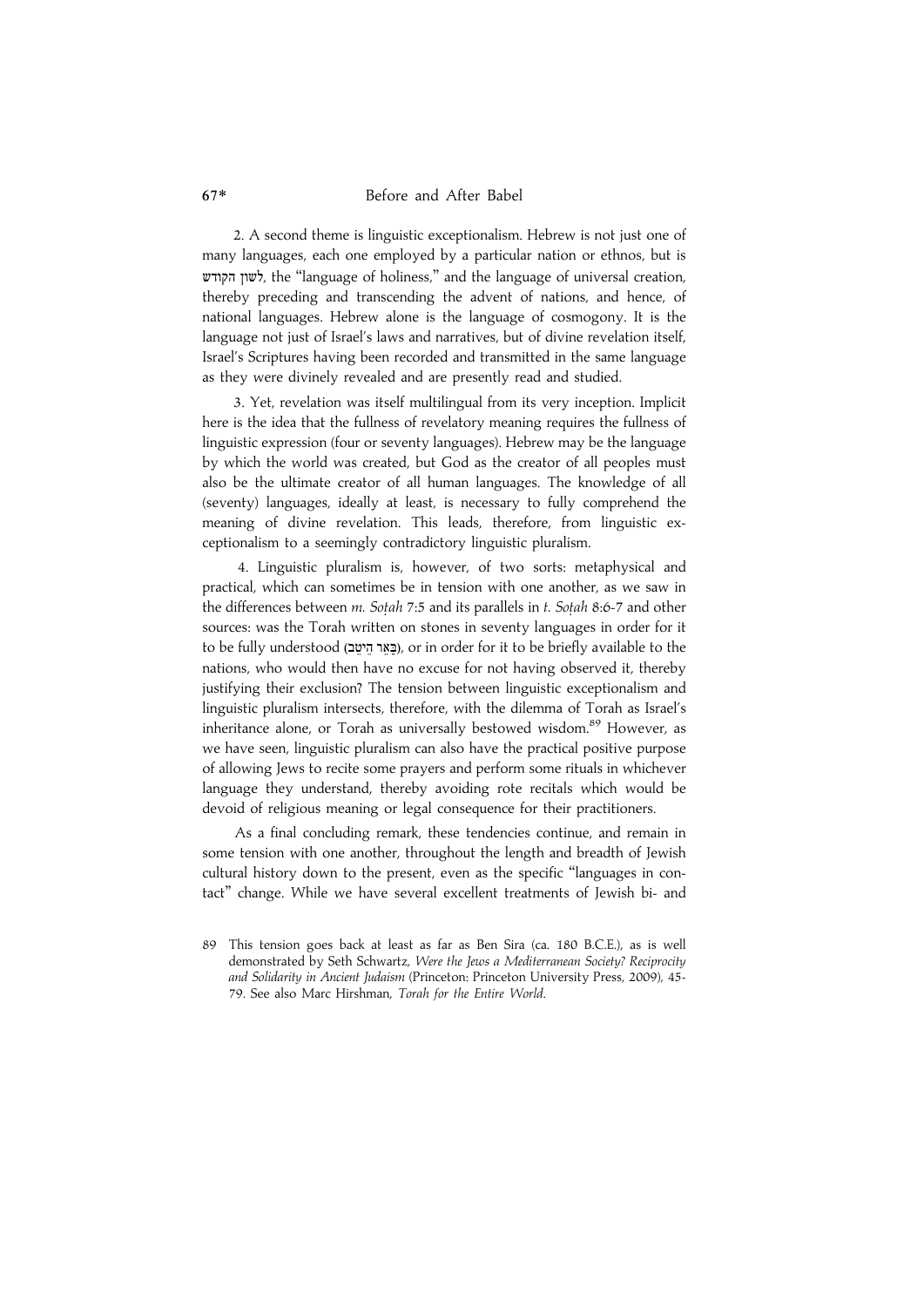2. A second theme is linguistic exceptionalism. Hebrew is not just one of many languages, each one employed by a particular nation or ethnos, but is לשון הקודש, the "language of holiness," and the language of universal creation, thereby preceding and transcending the advent of nations, and hence, of national languages. Hebrew alone is the language of cosmogony. It is the language not just of Israel's laws and narratives, but of divine revelation itself, Israel's Scriptures having been recorded and transmitted in the same language as they were divinely revealed and are presently read and studied.

3. Yet, revelation was itself multilingual from its very inception. Implicit here is the idea that the fullness of revelatory meaning requires the fullness of linguistic expression (four or seventy languages). Hebrew may be the language by which the world was created, but God as the creator of all peoples must also be the ultimate creator of all human languages. The knowledge of all (seventy) languages, ideally at least, is necessary to fully comprehend the meaning of divine revelation. This leads, therefore, from linguistic exceptionalism to a seemingly contradictory linguistic pluralism.

4. Linguistic pluralism is, however, of two sorts: metaphysical and practical, which can sometimes be in tension with one another, as we saw in the differences between *m. Soṭah* 7:5 and its parallels in *t. Soṭah* 8:6-7 and other sources: was the Torah written on stones in seventy languages in order for it to be fully understood (בַּאֵר הֵיטֵב), or in order for it to be briefly available to the nations, who would then have no excuse for not having observed it, thereby justifying their exclusion? The tension between linguistic exceptionalism and linguistic pluralism intersects, therefore, with the dilemma of Torah as Israel's inheritance alone, or Torah as universally bestowed wisdom.[89] However, as we have seen, linguistic pluralism can also have the practical positive purpose of allowing Jews to recite some prayers and perform some rituals in whichever language they understand, thereby avoiding rote recitals which would be devoid of religious meaning or legal consequence for their practitioners.

As a final concluding remark, these tendencies continue, and remain in some tension with one another, throughout the length and breadth of Jewish cultural history down to the present, even as the specific "languages in contact" change. While we have several excellent treatments of Jewish bi- and

89 This tension goes back at least as far as Ben Sira (ca. 180 B.C.E.), as is well demonstrated by Seth Schwartz, *Were the Jews a Mediterranean Society? Reciprocity and Solidarity in Ancient Judaism* (Princeton: Princeton University Press, 2009), 45-79. See also Marc Hirshman, *Torah for the Entire World*.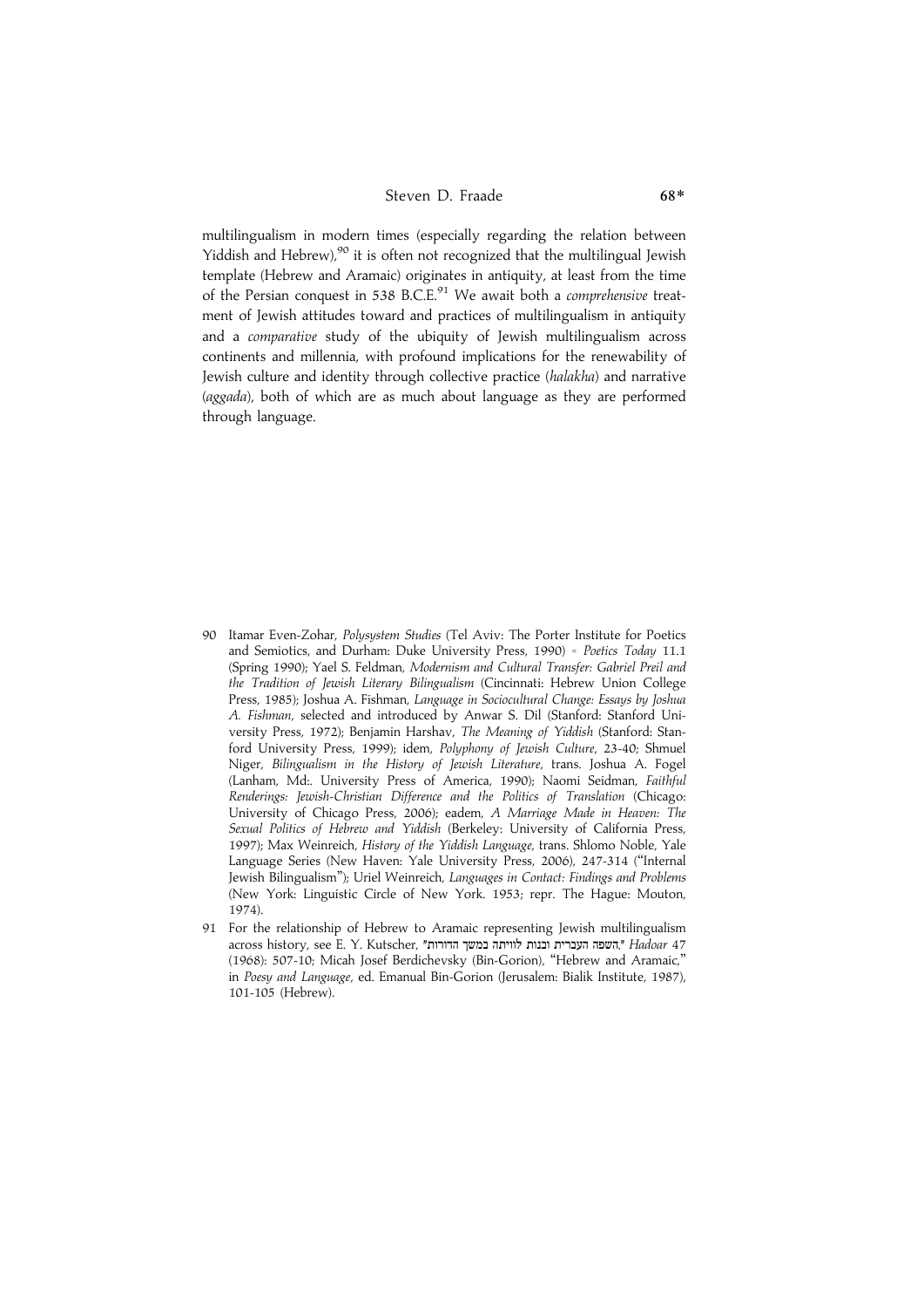multilingualism in modern times (especially regarding the relation between Yiddish and Hebrew),[90] it is often not recognized that the multilingual Jewish template (Hebrew and Aramaic) originates in antiquity, at least from the time of the Persian conquest in 538 B.C.E.[91] We await both a *comprehensive* treatment of Jewish attitudes toward and practices of multilingualism in antiquity and a *comparative* study of the ubiquity of Jewish multilingualism across continents and millennia, with profound implications for the renewability of Jewish culture and identity through collective practice (*halakha*) and narrative (*aggada*), both of which are as much about language as they are performed through language.

---

90 Itamar Even-Zohar, *Polysystem Studies* (Tel Aviv: The Porter Institute for Poetics and Semiotics, and Durham: Duke University Press, 1990) = *Poetics Today* 11.1 (Spring 1990); Yael S. Feldman, *Modernism and Cultural Transfer: Gabriel Preil and the Tradition of Jewish Literary Bilingualism* (Cincinnati: Hebrew Union College Press, 1985); Joshua A. Fishman, *Language in Sociocultural Change: Essays by Joshua A. Fishman*, selected and introduced by Anwar S. Dil (Stanford: Stanford University Press, 1972); Benjamin Harshav, *The Meaning of Yiddish* (Stanford: Stanford University Press, 1999); idem, *Polyphony of Jewish Culture*, 23-40; Shmuel Niger, *Bilingualism in the History of Jewish Literature*, trans. Joshua A. Fogel (Lanham, Md:. University Press of America, 1990); Naomi Seidman, *Faithful Renderings: Jewish-Christian Difference and the Politics of Translation* (Chicago: University of Chicago Press, 2006); eadem, *A Marriage Made in Heaven: The Sexual Politics of Hebrew and Yiddish* (Berkeley: University of California Press, 1997); Max Weinreich, *History of the Yiddish Language*, trans. Shlomo Noble, Yale Language Series (New Haven: Yale University Press, 2006), 247-314 ("Internal Jewish Bilingualism"); Uriel Weinreich, *Languages in Contact: Findings and Problems* (New York: Linguistic Circle of New York. 1953; repr. The Hague: Mouton, 1974).

91 For the relationship of Hebrew to Aramaic representing Jewish multilingualism across history, see E. Y. Kutscher, "השפה העברית ובנות לוויתה במשך הדורות," *Hadoar* 47 (1968): 507-10; Micah Josef Berdichevsky (Bin-Gorion), "Hebrew and Aramaic," in *Poesy and Language*, ed. Emanual Bin-Gorion (Jerusalem: Bialik Institute, 1987), 101-105 (Hebrew).